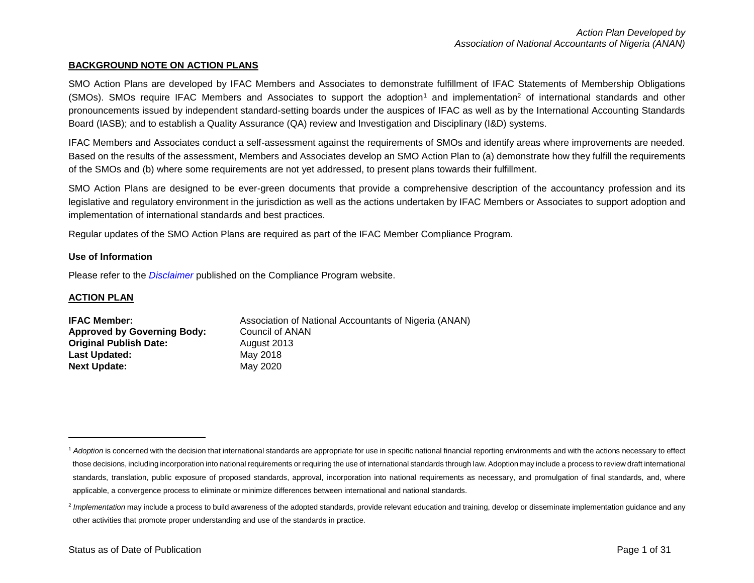*Action Plan Developed by*
*Association of National Accountants of Nigeria (ANAN)*

## BACKGROUND NOTE ON ACTION PLANS

SMO Action Plans are developed by IFAC Members and Associates to demonstrate fulfillment of IFAC Statements of Membership Obligations (SMOs). SMOs require IFAC Members and Associates to support the adoption[1] and implementation[2] of international standards and other pronouncements issued by independent standard-setting boards under the auspices of IFAC as well as by the International Accounting Standards Board (IASB); and to establish a Quality Assurance (QA) review and Investigation and Disciplinary (I&D) systems.

IFAC Members and Associates conduct a self-assessment against the requirements of SMOs and identify areas where improvements are needed. Based on the results of the assessment, Members and Associates develop an SMO Action Plan to (a) demonstrate how they fulfill the requirements of the SMOs and (b) where some requirements are not yet addressed, to present plans towards their fulfillment.

SMO Action Plans are designed to be ever-green documents that provide a comprehensive description of the accountancy profession and its legislative and regulatory environment in the jurisdiction as well as the actions undertaken by IFAC Members or Associates to support adoption and implementation of international standards and best practices.

Regular updates of the SMO Action Plans are required as part of the IFAC Member Compliance Program.

### Use of Information

Please refer to the *Disclaimer* published on the Compliance Program website.

## ACTION PLAN

**IFAC Member:** Association of National Accountants of Nigeria (ANAN)
**Approved by Governing Body:** Council of ANAN
**Original Publish Date:** August 2013
**Last Updated:** May 2018
**Next Update:** May 2020

---

[1] *Adoption* is concerned with the decision that international standards are appropriate for use in specific national financial reporting environments and with the actions necessary to effect those decisions, including incorporation into national requirements or requiring the use of international standards through law. Adoption may include a process to review draft international standards, translation, public exposure of proposed standards, approval, incorporation into national requirements as necessary, and promulgation of final standards, and, where applicable, a convergence process to eliminate or minimize differences between international and national standards.

[2] *Implementation* may include a process to build awareness of the adopted standards, provide relevant education and training, develop or disseminate implementation guidance and any other activities that promote proper understanding and use of the standards in practice.

Status as of Date of Publication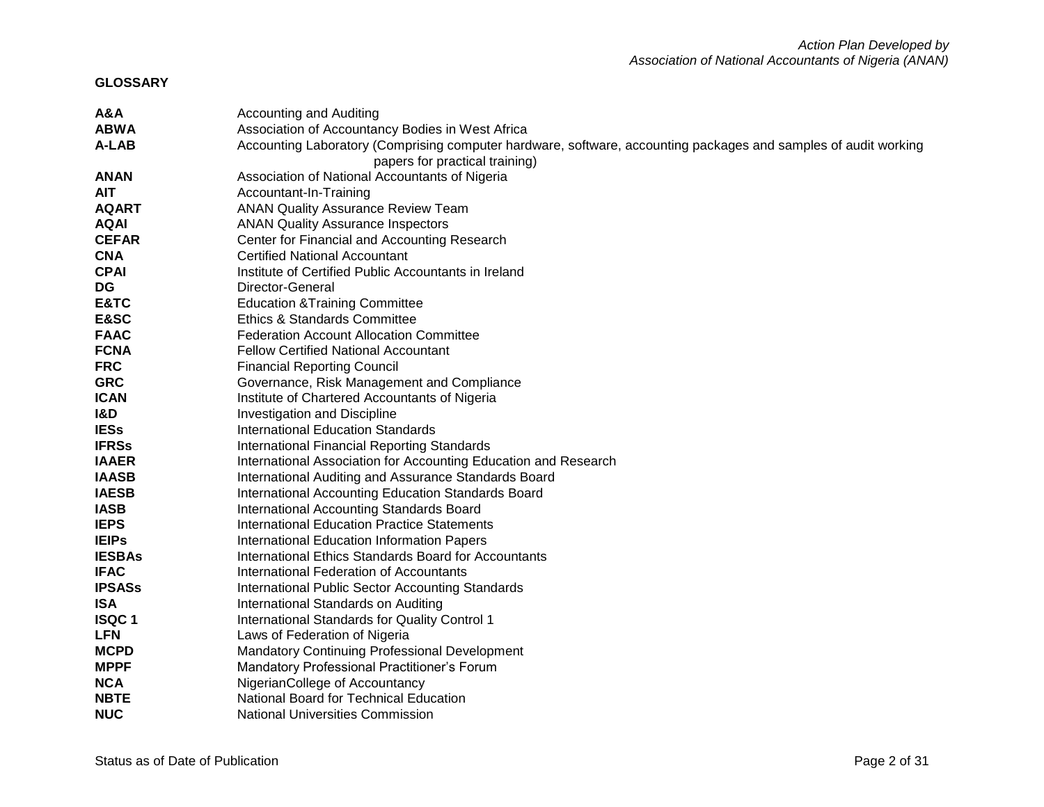## GLOSSARY

| | |
|---|---|
| **A&A** | Accounting and Auditing |
| **ABWA** | Association of Accountancy Bodies in West Africa |
| **A-LAB** | Accounting Laboratory (Comprising computer hardware, software, accounting packages and samples of audit working papers for practical training) |
| **ANAN** | Association of National Accountants of Nigeria |
| **AIT** | Accountant-In-Training |
| **AQART** | ANAN Quality Assurance Review Team |
| **AQAI** | ANAN Quality Assurance Inspectors |
| **CEFAR** | Center for Financial and Accounting Research |
| **CNA** | Certified National Accountant |
| **CPAI** | Institute of Certified Public Accountants in Ireland |
| **DG** | Director-General |
| **E&TC** | Education &Training Committee |
| **E&SC** | Ethics & Standards Committee |
| **FAAC** | Federation Account Allocation Committee |
| **FCNA** | Fellow Certified National Accountant |
| **FRC** | Financial Reporting Council |
| **GRC** | Governance, Risk Management and Compliance |
| **ICAN** | Institute of Chartered Accountants of Nigeria |
| **I&D** | Investigation and Discipline |
| **IESs** | International Education Standards |
| **IFRSs** | International Financial Reporting Standards |
| **IAAER** | International Association for Accounting Education and Research |
| **IAASB** | International Auditing and Assurance Standards Board |
| **IAESB** | International Accounting Education Standards Board |
| **IASB** | International Accounting Standards Board |
| **IEPS** | International Education Practice Statements |
| **IEIPs** | International Education Information Papers |
| **IESBAs** | International Ethics Standards Board for Accountants |
| **IFAC** | International Federation of Accountants |
| **IPSASs** | International Public Sector Accounting Standards |
| **ISA** | International Standards on Auditing |
| **ISQC 1** | International Standards for Quality Control 1 |
| **LFN** | Laws of Federation of Nigeria |
| **MCPD** | Mandatory Continuing Professional Development |
| **MPPF** | Mandatory Professional Practitioner's Forum |
| **NCA** | NigerianCollege of Accountancy |
| **NBTE** | National Board for Technical Education |
| **NUC** | National Universities Commission |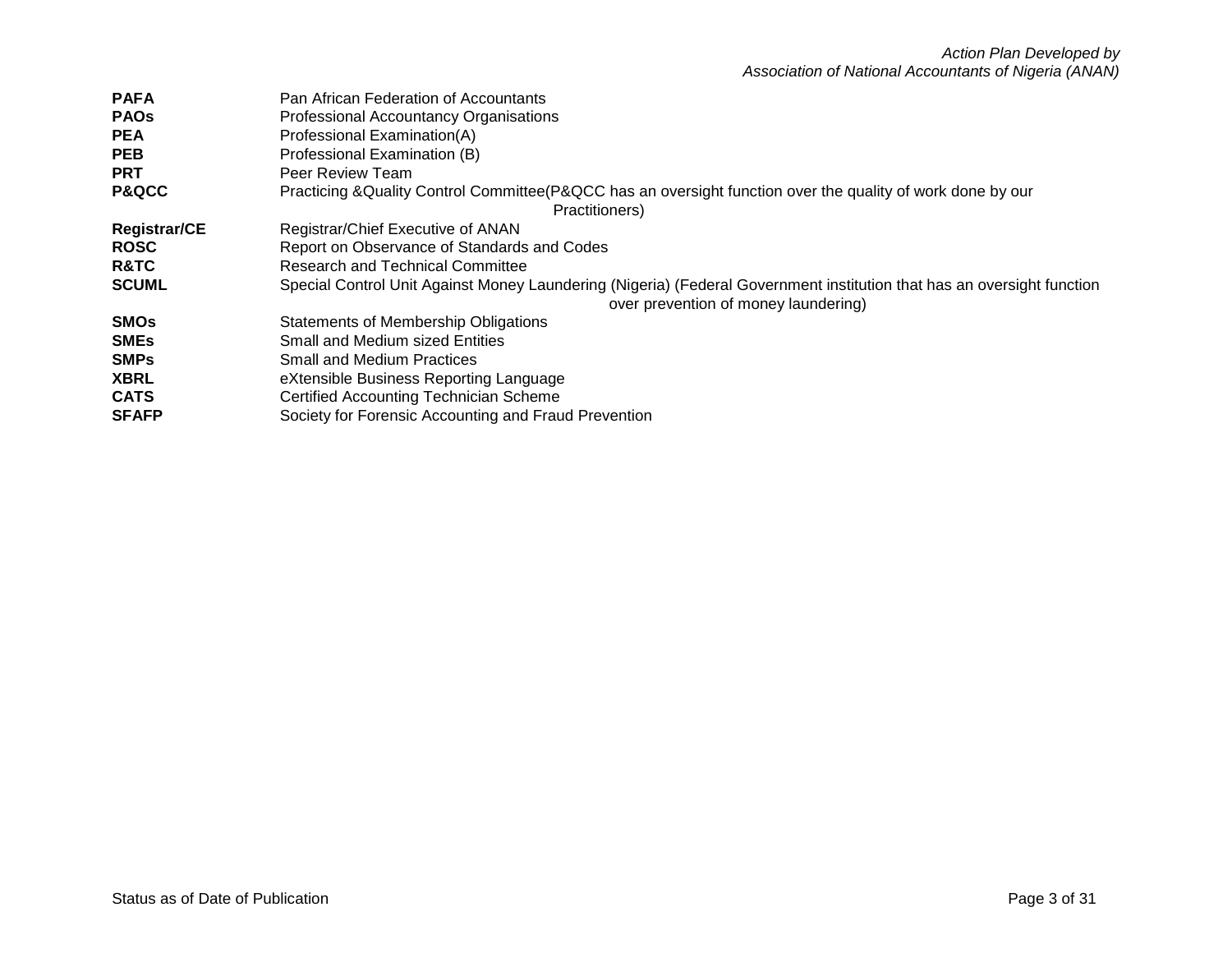| | |
|---|---|
| **PAFA** | Pan African Federation of Accountants |
| **PAOs** | Professional Accountancy Organisations |
| **PEA** | Professional Examination(A) |
| **PEB** | Professional Examination (B) |
| **PRT** | Peer Review Team |
| **P&QCC** | Practicing &Quality Control Committee(P&QCC has an oversight function over the quality of work done by our Practitioners) |
| **Registrar/CE** | Registrar/Chief Executive of ANAN |
| **ROSC** | Report on Observance of Standards and Codes |
| **R&TC** | Research and Technical Committee |
| **SCUML** | Special Control Unit Against Money Laundering (Nigeria) (Federal Government institution that has an oversight function over prevention of money laundering) |
| **SMOs** | Statements of Membership Obligations |
| **SMEs** | Small and Medium sized Entities |
| **SMPs** | Small and Medium Practices |
| **XBRL** | eXtensible Business Reporting Language |
| **CATS** | Certified Accounting Technician Scheme |
| **SFAFP** | Society for Forensic Accounting and Fraud Prevention |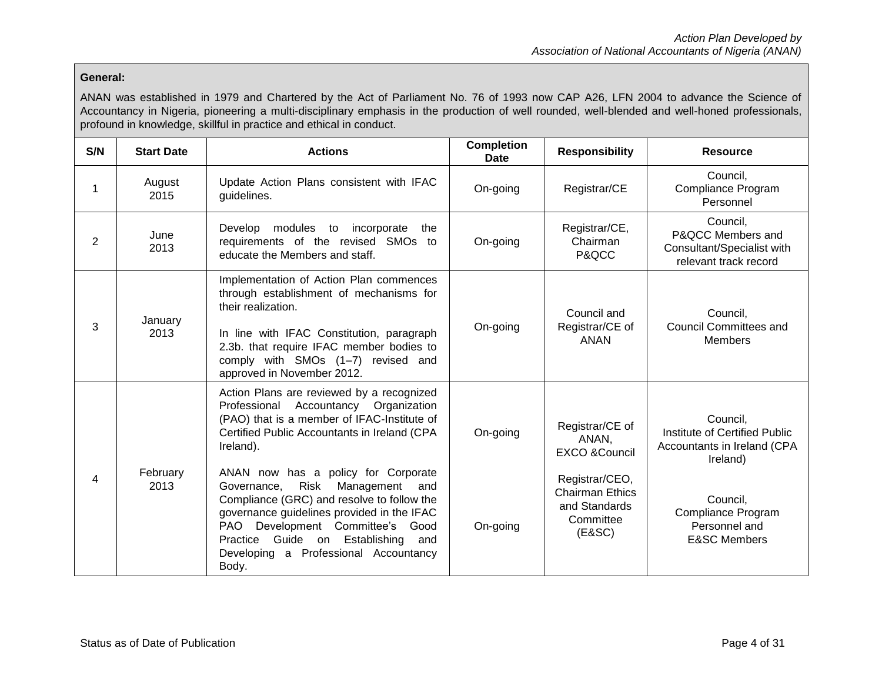**General:**

ANAN was established in 1979 and Chartered by the Act of Parliament No. 76 of 1993 now CAP A26, LFN 2004 to advance the Science of Accountancy in Nigeria, pioneering a multi-disciplinary emphasis in the production of well rounded, well-blended and well-honed professionals, profound in knowledge, skillful in practice and ethical in conduct.

| S/N | Start Date | Actions | Completion Date | Responsibility | Resource |
|---|---|---|---|---|---|
| 1 | August 2015 | Update Action Plans consistent with IFAC guidelines. | On-going | Registrar/CE | Council, Compliance Program Personnel |
| 2 | June 2013 | Develop modules to incorporate the requirements of the revised SMOs to educate the Members and staff. | On-going | Registrar/CE, Chairman P&QCC | Council, P&QCC Members and Consultant/Specialist with relevant track record |
| 3 | January 2013 | Implementation of Action Plan commences through establishment of mechanisms for their realization.<br><br>In line with IFAC Constitution, paragraph 2.3b. that require IFAC member bodies to comply with SMOs (1–7) revised and approved in November 2012. | On-going | Council and Registrar/CE of ANAN | Council, Council Committees and Members |
| 4 | February 2013 | Action Plans are reviewed by a recognized Professional Accountancy Organization (PAO) that is a member of IFAC-Institute of Certified Public Accountants in Ireland (CPA Ireland).<br><br>ANAN now has a policy for Corporate Governance, Risk Management and Compliance (GRC) and resolve to follow the governance guidelines provided in the IFAC PAO Development Committee's Good Practice Guide on Establishing and Developing a Professional Accountancy Body. | On-going<br><br>On-going | Registrar/CE of ANAN, EXCO &Council<br><br>Registrar/CEO, Chairman Ethics and Standards Committee (E&SC) | Council, Institute of Certified Public Accountants in Ireland (CPA Ireland)<br><br>Council, Compliance Program Personnel and E&SC Members |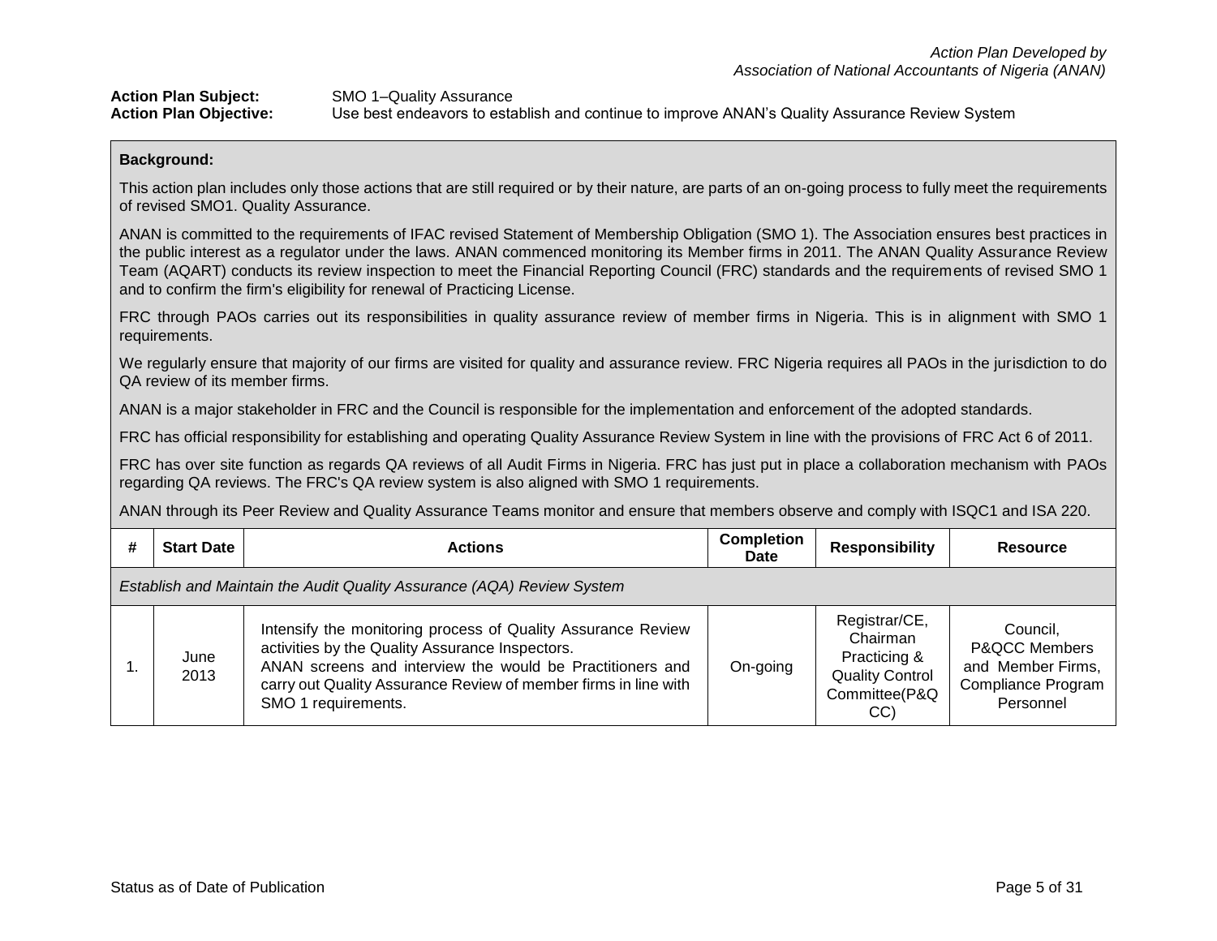*Action Plan Developed by*
*Association of National Accountants of Nigeria (ANAN)*

**Action Plan Subject:** SMO 1–Quality Assurance
**Action Plan Objective:** Use best endeavors to establish and continue to improve ANAN's Quality Assurance Review System

**Background:**

This action plan includes only those actions that are still required or by their nature, are parts of an on-going process to fully meet the requirements of revised SMO1. Quality Assurance.

ANAN is committed to the requirements of IFAC revised Statement of Membership Obligation (SMO 1). The Association ensures best practices in the public interest as a regulator under the laws. ANAN commenced monitoring its Member firms in 2011. The ANAN Quality Assurance Review Team (AQART) conducts its review inspection to meet the Financial Reporting Council (FRC) standards and the requirements of revised SMO 1 and to confirm the firm's eligibility for renewal of Practicing License.

FRC through PAOs carries out its responsibilities in quality assurance review of member firms in Nigeria. This is in alignment with SMO 1 requirements.

We regularly ensure that majority of our firms are visited for quality and assurance review. FRC Nigeria requires all PAOs in the jurisdiction to do QA review of its member firms.

ANAN is a major stakeholder in FRC and the Council is responsible for the implementation and enforcement of the adopted standards.

FRC has official responsibility for establishing and operating Quality Assurance Review System in line with the provisions of FRC Act 6 of 2011.

FRC has over site function as regards QA reviews of all Audit Firms in Nigeria. FRC has just put in place a collaboration mechanism with PAOs regarding QA reviews. The FRC's QA review system is also aligned with SMO 1 requirements.

ANAN through its Peer Review and Quality Assurance Teams monitor and ensure that members observe and comply with ISQC1 and ISA 220.

| # | Start Date | Actions | Completion Date | Responsibility | Resource |
|---|---|---|---|---|---|
| *Establish and Maintain the Audit Quality Assurance (AQA) Review System* | | | | | |
| 1. | June 2013 | Intensify the monitoring process of Quality Assurance Review activities by the Quality Assurance Inspectors.<br>ANAN screens and interview the would be Practitioners and carry out Quality Assurance Review of member firms in line with SMO 1 requirements. | On-going | Registrar/CE, Chairman Practicing & Quality Control Committee(P&QCC) | Council, P&QCC Members and Member Firms, Compliance Program Personnel |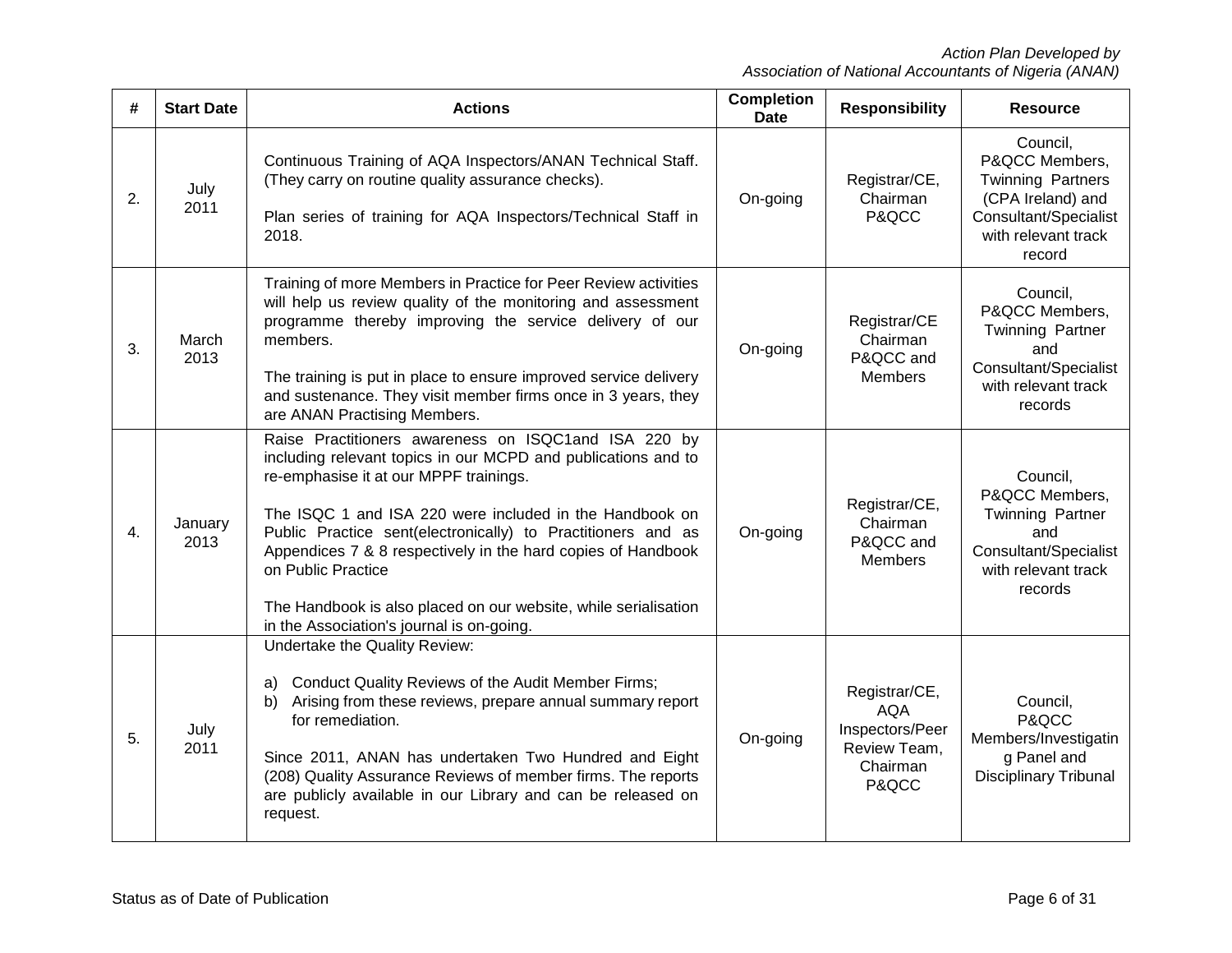| # | Start Date | Actions | Completion Date | Responsibility | Resource |
|---|---|---|---|---|---|
| 2. | July 2011 | Continuous Training of AQA Inspectors/ANAN Technical Staff. (They carry on routine quality assurance checks).<br><br>Plan series of training for AQA Inspectors/Technical Staff in 2018. | On-going | Registrar/CE, Chairman P&QCC | Council, P&QCC Members, Twinning Partners (CPA Ireland) and Consultant/Specialist with relevant track record |
| 3. | March 2013 | Training of more Members in Practice for Peer Review activities will help us review quality of the monitoring and assessment programme thereby improving the service delivery of our members.<br><br>The training is put in place to ensure improved service delivery and sustenance. They visit member firms once in 3 years, they are ANAN Practising Members. | On-going | Registrar/CE Chairman P&QCC and Members | Council, P&QCC Members, Twinning Partner and Consultant/Specialist with relevant track records |
| 4. | January 2013 | Raise Practitioners awareness on ISQC1and ISA 220 by including relevant topics in our MCPD and publications and to re-emphasise it at our MPPF trainings.<br><br>The ISQC 1 and ISA 220 were included in the Handbook on Public Practice sent(electronically) to Practitioners and as Appendices 7 & 8 respectively in the hard copies of Handbook on Public Practice<br><br>The Handbook is also placed on our website, while serialisation in the Association's journal is on-going. | On-going | Registrar/CE, Chairman P&QCC and Members | Council, P&QCC Members, Twinning Partner and Consultant/Specialist with relevant track records |
| 5. | July 2011 | Undertake the Quality Review:<br><br>a) Conduct Quality Reviews of the Audit Member Firms;<br>b) Arising from these reviews, prepare annual summary report for remediation.<br><br>Since 2011, ANAN has undertaken Two Hundred and Eight (208) Quality Assurance Reviews of member firms. The reports are publicly available in our Library and can be released on request. | On-going | Registrar/CE, AQA Inspectors/Peer Review Team, Chairman P&QCC | Council, P&QCC Members/Investigating Panel and Disciplinary Tribunal |

Status as of Date of Publication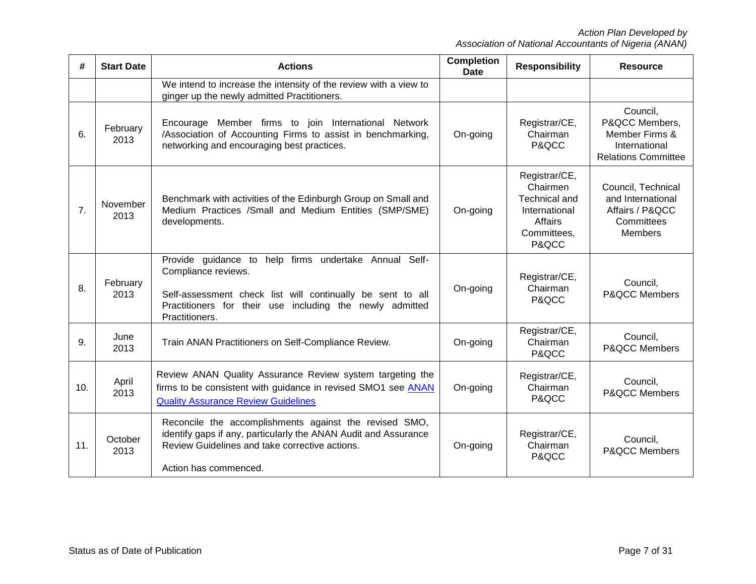| # | Start Date | Actions | Completion Date | Responsibility | Resource |
|---|---|---|---|---|---|
| | | We intend to increase the intensity of the review with a view to ginger up the newly admitted Practitioners. | | | |
| 6. | February 2013 | Encourage Member firms to join International Network /Association of Accounting Firms to assist in benchmarking, networking and encouraging best practices. | On-going | Registrar/CE, Chairman P&QCC | Council, P&QCC Members, Member Firms & International Relations Committee |
| 7. | November 2013 | Benchmark with activities of the Edinburgh Group on Small and Medium Practices /Small and Medium Entities (SMP/SME) developments. | On-going | Registrar/CE, Chairmen Technical and International Affairs Committees, P&QCC | Council, Technical and International Affairs / P&QCC Committees Members |
| 8. | February 2013 | Provide guidance to help firms undertake Annual Self-Compliance reviews.<br><br>Self-assessment check list will continually be sent to all Practitioners for their use including the newly admitted Practitioners. | On-going | Registrar/CE, Chairman P&QCC | Council, P&QCC Members |
| 9. | June 2013 | Train ANAN Practitioners on Self-Compliance Review. | On-going | Registrar/CE, Chairman P&QCC | Council, P&QCC Members |
| 10. | April 2013 | Review ANAN Quality Assurance Review system targeting the firms to be consistent with guidance in revised SMO1 see ANAN Quality Assurance Review Guidelines | On-going | Registrar/CE, Chairman P&QCC | Council, P&QCC Members |
| 11. | October 2013 | Reconcile the accomplishments against the revised SMO, identify gaps if any, particularly the ANAN Audit and Assurance Review Guidelines and take corrective actions.<br><br>Action has commenced. | On-going | Registrar/CE, Chairman P&QCC | Council, P&QCC Members |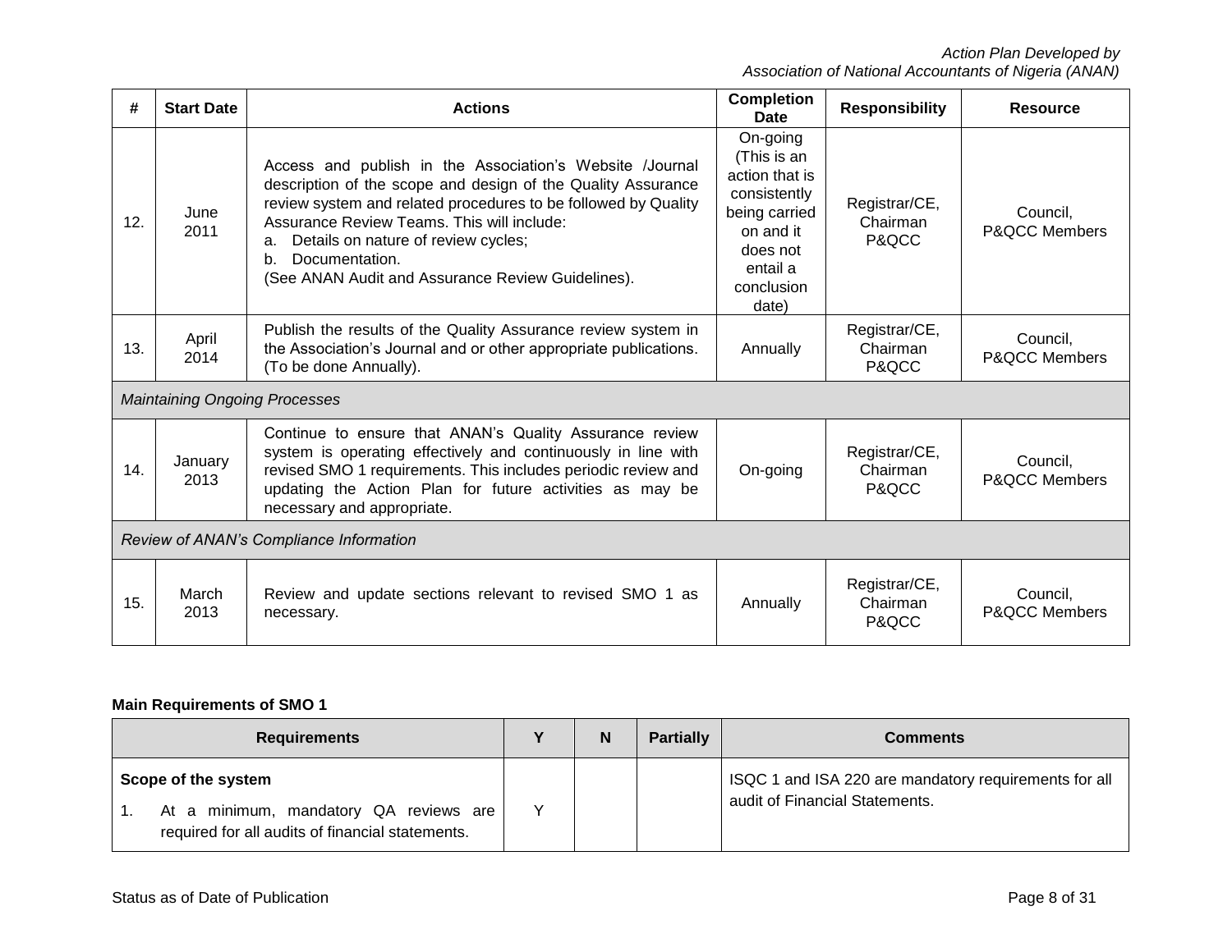| # | Start Date | Actions | Completion Date | Responsibility | Resource |
|---|---|---|---|---|---|
| 12. | June 2011 | Access and publish in the Association's Website /Journal description of the scope and design of the Quality Assurance review system and related procedures to be followed by Quality Assurance Review Teams. This will include:<br>a. Details on nature of review cycles;<br>b. Documentation.<br>(See ANAN Audit and Assurance Review Guidelines). | On-going (This is an action that is consistently being carried on and it does not entail a conclusion date) | Registrar/CE, Chairman P&QCC | Council, P&QCC Members |
| 13. | April 2014 | Publish the results of the Quality Assurance review system in the Association's Journal and or other appropriate publications. (To be done Annually). | Annually | Registrar/CE, Chairman P&QCC | Council, P&QCC Members |
| *Maintaining Ongoing Processes* | | | | | |
| 14. | January 2013 | Continue to ensure that ANAN's Quality Assurance review system is operating effectively and continuously in line with revised SMO 1 requirements. This includes periodic review and updating the Action Plan for future activities as may be necessary and appropriate. | On-going | Registrar/CE, Chairman P&QCC | Council, P&QCC Members |
| *Review of ANAN's Compliance Information* | | | | | |
| 15. | March 2013 | Review and update sections relevant to revised SMO 1 as necessary. | Annually | Registrar/CE, Chairman P&QCC | Council, P&QCC Members |

**Main Requirements of SMO 1**

| Requirements | Y | N | Partially | Comments |
|---|---|---|---|---|
| **Scope of the system**<br>1. At a minimum, mandatory QA reviews are required for all audits of financial statements. | Y | | | ISQC 1 and ISA 220 are mandatory requirements for all audit of Financial Statements. |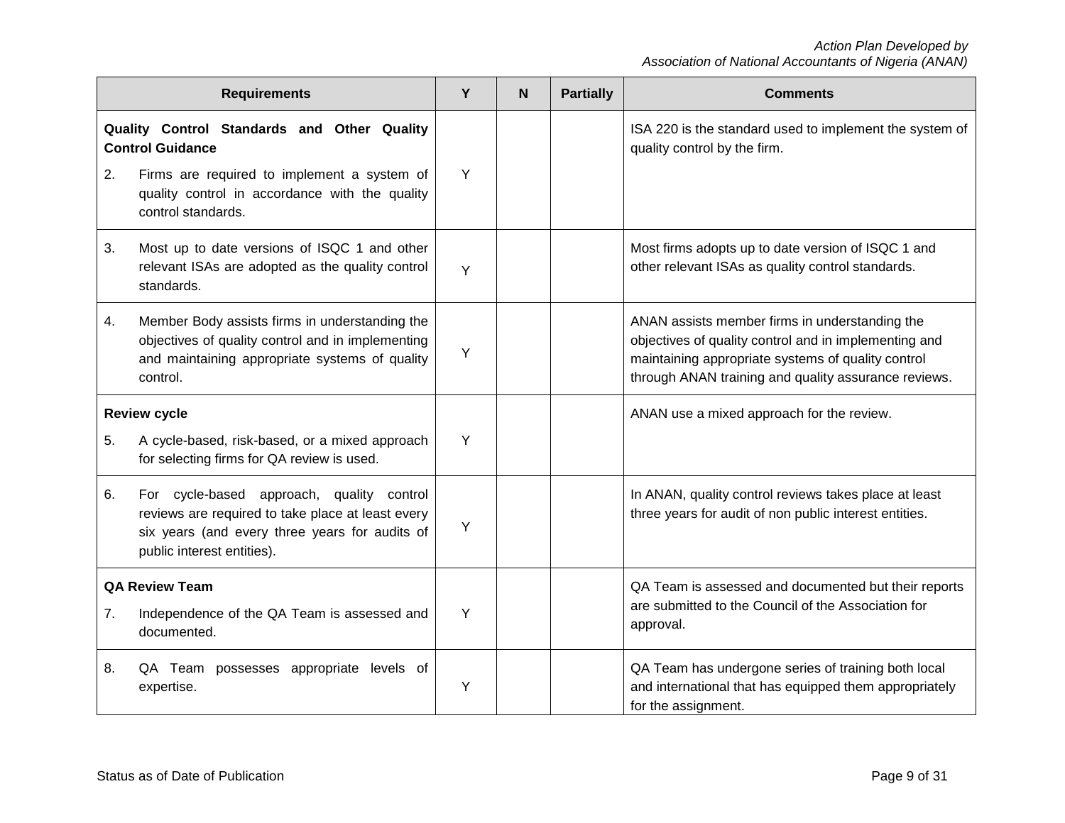| Requirements | Y | N | Partially | Comments |
|---|---|---|---|---|
| **Quality Control Standards and Other Quality Control Guidance**<br><br>2. Firms are required to implement a system of quality control in accordance with the quality control standards. | Y | | | ISA 220 is the standard used to implement the system of quality control by the firm. |
| 3. Most up to date versions of ISQC 1 and other relevant ISAs are adopted as the quality control standards. | Y | | | Most firms adopts up to date version of ISQC 1 and other relevant ISAs as quality control standards. |
| 4. Member Body assists firms in understanding the objectives of quality control and in implementing and maintaining appropriate systems of quality control. | Y | | | ANAN assists member firms in understanding the objectives of quality control and in implementing and maintaining appropriate systems of quality control through ANAN training and quality assurance reviews. |
| **Review cycle**<br><br>5. A cycle-based, risk-based, or a mixed approach for selecting firms for QA review is used. | Y | | | ANAN use a mixed approach for the review. |
| 6. For cycle-based approach, quality control reviews are required to take place at least every six years (and every three years for audits of public interest entities). | Y | | | In ANAN, quality control reviews takes place at least three years for audit of non public interest entities. |
| **QA Review Team**<br><br>7. Independence of the QA Team is assessed and documented. | Y | | | QA Team is assessed and documented but their reports are submitted to the Council of the Association for approval. |
| 8. QA Team possesses appropriate levels of expertise. | Y | | | QA Team has undergone series of training both local and international that has equipped them appropriately for the assignment. |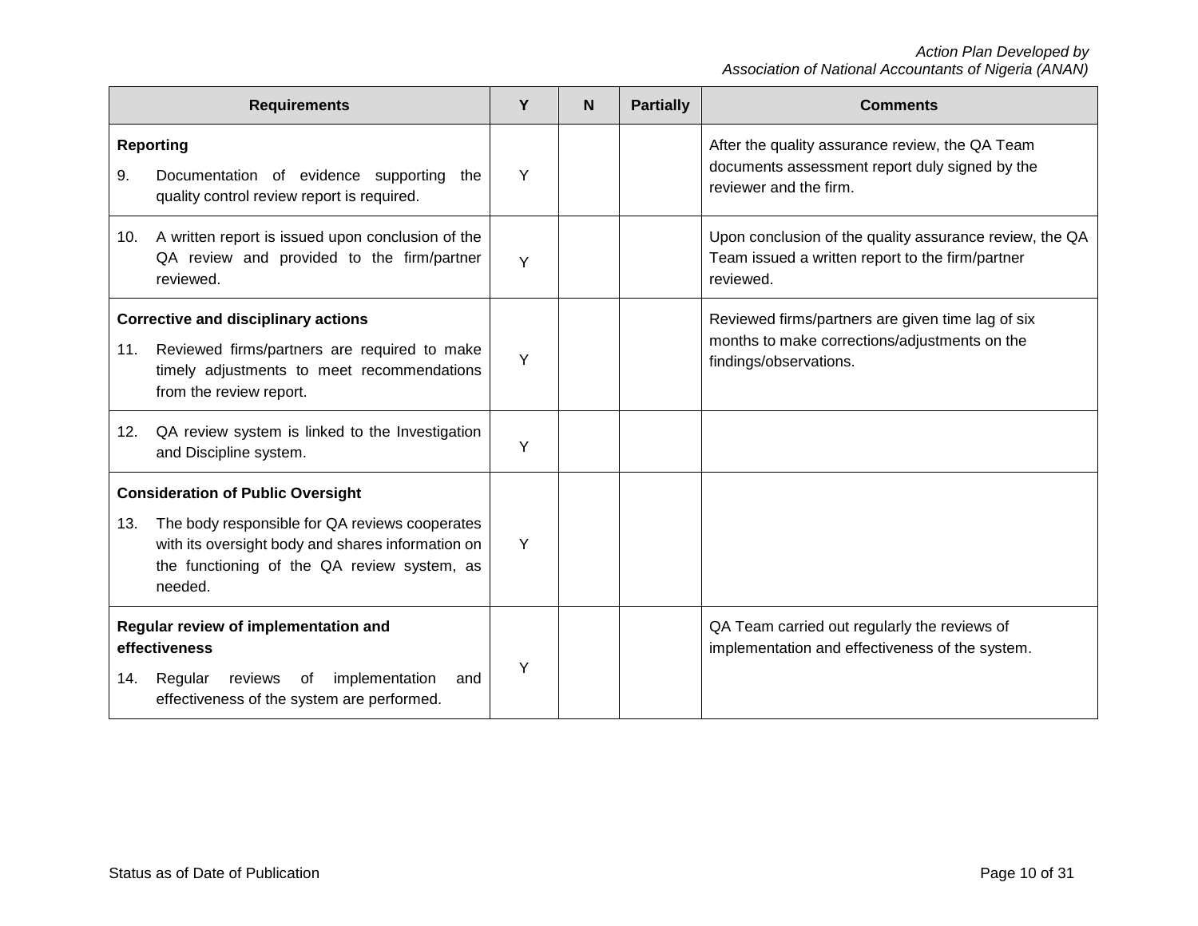| Requirements | Y | N | Partially | Comments |
|---|---|---|---|---|
| **Reporting**<br>9. Documentation of evidence supporting the quality control review report is required. | Y | | | After the quality assurance review, the QA Team documents assessment report duly signed by the reviewer and the firm. |
| 10. A written report is issued upon conclusion of the QA review and provided to the firm/partner reviewed. | Y | | | Upon conclusion of the quality assurance review, the QA Team issued a written report to the firm/partner reviewed. |
| **Corrective and disciplinary actions**<br>11. Reviewed firms/partners are required to make timely adjustments to meet recommendations from the review report. | Y | | | Reviewed firms/partners are given time lag of six months to make corrections/adjustments on the findings/observations. |
| 12. QA review system is linked to the Investigation and Discipline system. | Y | | | |
| **Consideration of Public Oversight**<br>13. The body responsible for QA reviews cooperates with its oversight body and shares information on the functioning of the QA review system, as needed. | Y | | | |
| **Regular review of implementation and effectiveness**<br>14. Regular reviews of implementation and effectiveness of the system are performed. | Y | | | QA Team carried out regularly the reviews of implementation and effectiveness of the system. |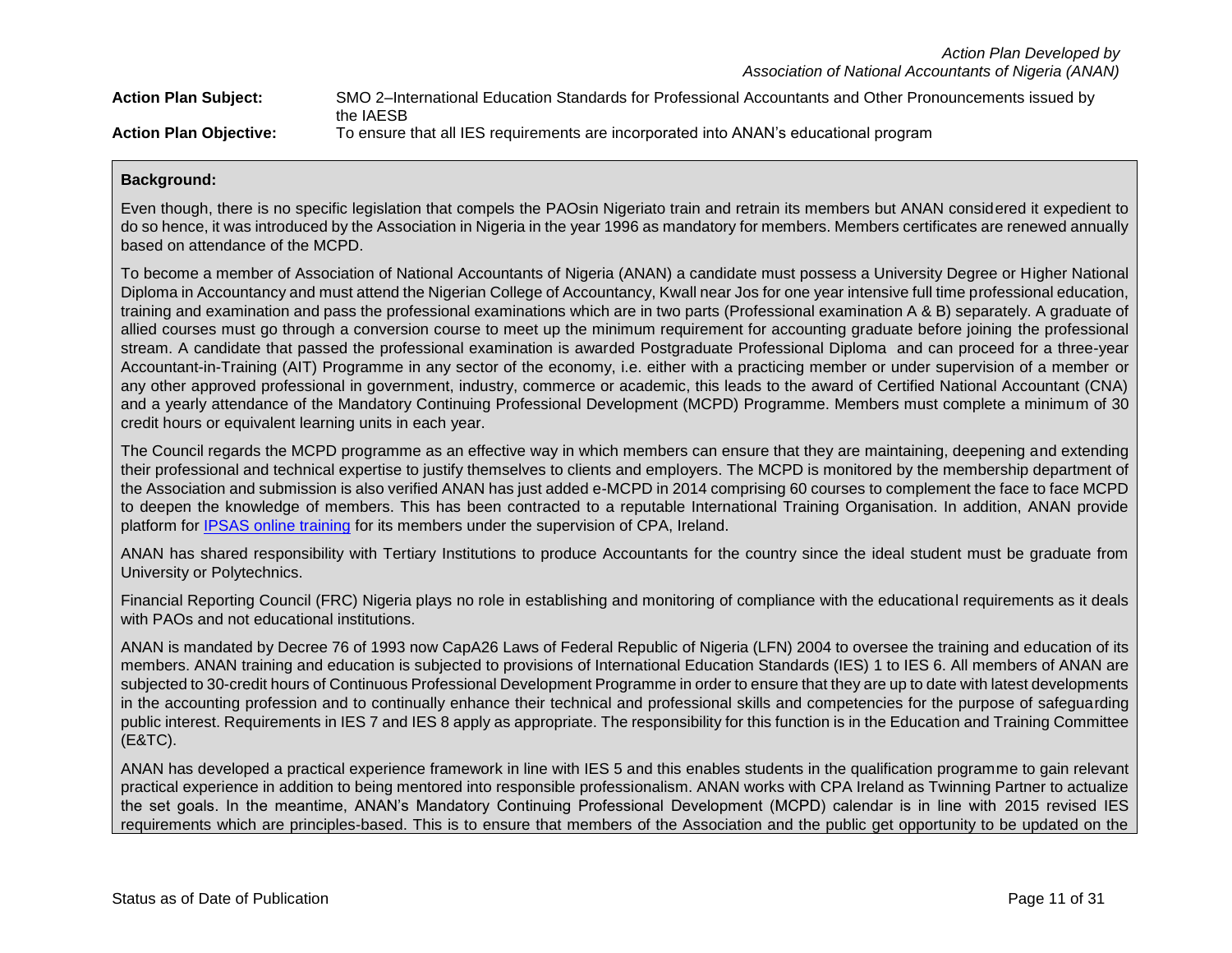| | |
|---|---|
| **Action Plan Subject:** | SMO 2–International Education Standards for Professional Accountants and Other Pronouncements issued by the IAESB |
| **Action Plan Objective:** | To ensure that all IES requirements are incorporated into ANAN's educational program |

**Background:**

Even though, there is no specific legislation that compels the PAOsin Nigeriato train and retrain its members but ANAN considered it expedient to do so hence, it was introduced by the Association in Nigeria in the year 1996 as mandatory for members. Members certificates are renewed annually based on attendance of the MCPD.

To become a member of Association of National Accountants of Nigeria (ANAN) a candidate must possess a University Degree or Higher National Diploma in Accountancy and must attend the Nigerian College of Accountancy, Kwall near Jos for one year intensive full time professional education, training and examination and pass the professional examinations which are in two parts (Professional examination A & B) separately. A graduate of allied courses must go through a conversion course to meet up the minimum requirement for accounting graduate before joining the professional stream. A candidate that passed the professional examination is awarded Postgraduate Professional Diploma and can proceed for a three-year Accountant-in-Training (AIT) Programme in any sector of the economy, i.e. either with a practicing member or under supervision of a member or any other approved professional in government, industry, commerce or academic, this leads to the award of Certified National Accountant (CNA) and a yearly attendance of the Mandatory Continuing Professional Development (MCPD) Programme. Members must complete a minimum of 30 credit hours or equivalent learning units in each year.

The Council regards the MCPD programme as an effective way in which members can ensure that they are maintaining, deepening and extending their professional and technical expertise to justify themselves to clients and employers. The MCPD is monitored by the membership department of the Association and submission is also verified ANAN has just added e-MCPD in 2014 comprising 60 courses to complement the face to face MCPD to deepen the knowledge of members. This has been contracted to a reputable International Training Organisation. In addition, ANAN provide platform for [IPSAS online training] for its members under the supervision of CPA, Ireland.

ANAN has shared responsibility with Tertiary Institutions to produce Accountants for the country since the ideal student must be graduate from University or Polytechnics.

Financial Reporting Council (FRC) Nigeria plays no role in establishing and monitoring of compliance with the educational requirements as it deals with PAOs and not educational institutions.

ANAN is mandated by Decree 76 of 1993 now CapA26 Laws of Federal Republic of Nigeria (LFN) 2004 to oversee the training and education of its members. ANAN training and education is subjected to provisions of International Education Standards (IES) 1 to IES 6. All members of ANAN are subjected to 30-credit hours of Continuous Professional Development Programme in order to ensure that they are up to date with latest developments in the accounting profession and to continually enhance their technical and professional skills and competencies for the purpose of safeguarding public interest. Requirements in IES 7 and IES 8 apply as appropriate. The responsibility for this function is in the Education and Training Committee (E&TC).

ANAN has developed a practical experience framework in line with IES 5 and this enables students in the qualification programme to gain relevant practical experience in addition to being mentored into responsible professionalism. ANAN works with CPA Ireland as Twinning Partner to actualize the set goals. In the meantime, ANAN's Mandatory Continuing Professional Development (MCPD) calendar is in line with 2015 revised IES requirements which are principles-based. This is to ensure that members of the Association and the public get opportunity to be updated on the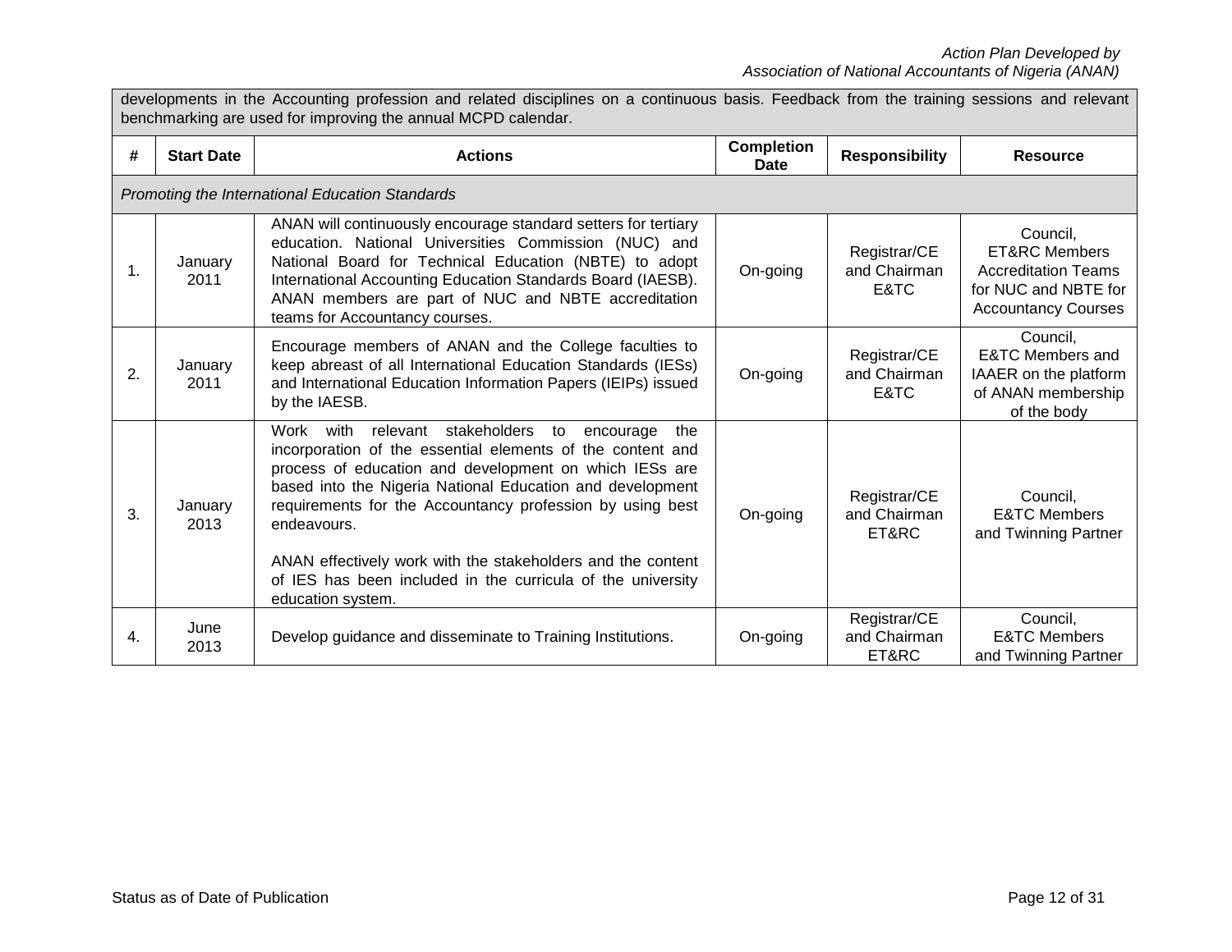developments in the Accounting profession and related disciplines on a continuous basis. Feedback from the training sessions and relevant benchmarking are used for improving the annual MCPD calendar.

| # | Start Date | Actions | Completion Date | Responsibility | Resource |
|---|---|---|---|---|---|
| *Promoting the International Education Standards* | | | | | |
| 1. | January 2011 | ANAN will continuously encourage standard setters for tertiary education. National Universities Commission (NUC) and National Board for Technical Education (NBTE) to adopt International Accounting Education Standards Board (IAESB). ANAN members are part of NUC and NBTE accreditation teams for Accountancy courses. | On-going | Registrar/CE and Chairman E&TC | Council, ET&RC Members Accreditation Teams for NUC and NBTE for Accountancy Courses |
| 2. | January 2011 | Encourage members of ANAN and the College faculties to keep abreast of all International Education Standards (IESs) and International Education Information Papers (IEIPs) issued by the IAESB. | On-going | Registrar/CE and Chairman E&TC | Council, E&TC Members and IAAER on the platform of ANAN membership of the body |
| 3. | January 2013 | Work with relevant stakeholders to encourage the incorporation of the essential elements of the content and process of education and development on which IESs are based into the Nigeria National Education and development requirements for the Accountancy profession by using best endeavours.<br><br>ANAN effectively work with the stakeholders and the content of IES has been included in the curricula of the university education system. | On-going | Registrar/CE and Chairman ET&RC | Council, E&TC Members and Twinning Partner |
| 4. | June 2013 | Develop guidance and disseminate to Training Institutions. | On-going | Registrar/CE and Chairman ET&RC | Council, E&TC Members and Twinning Partner |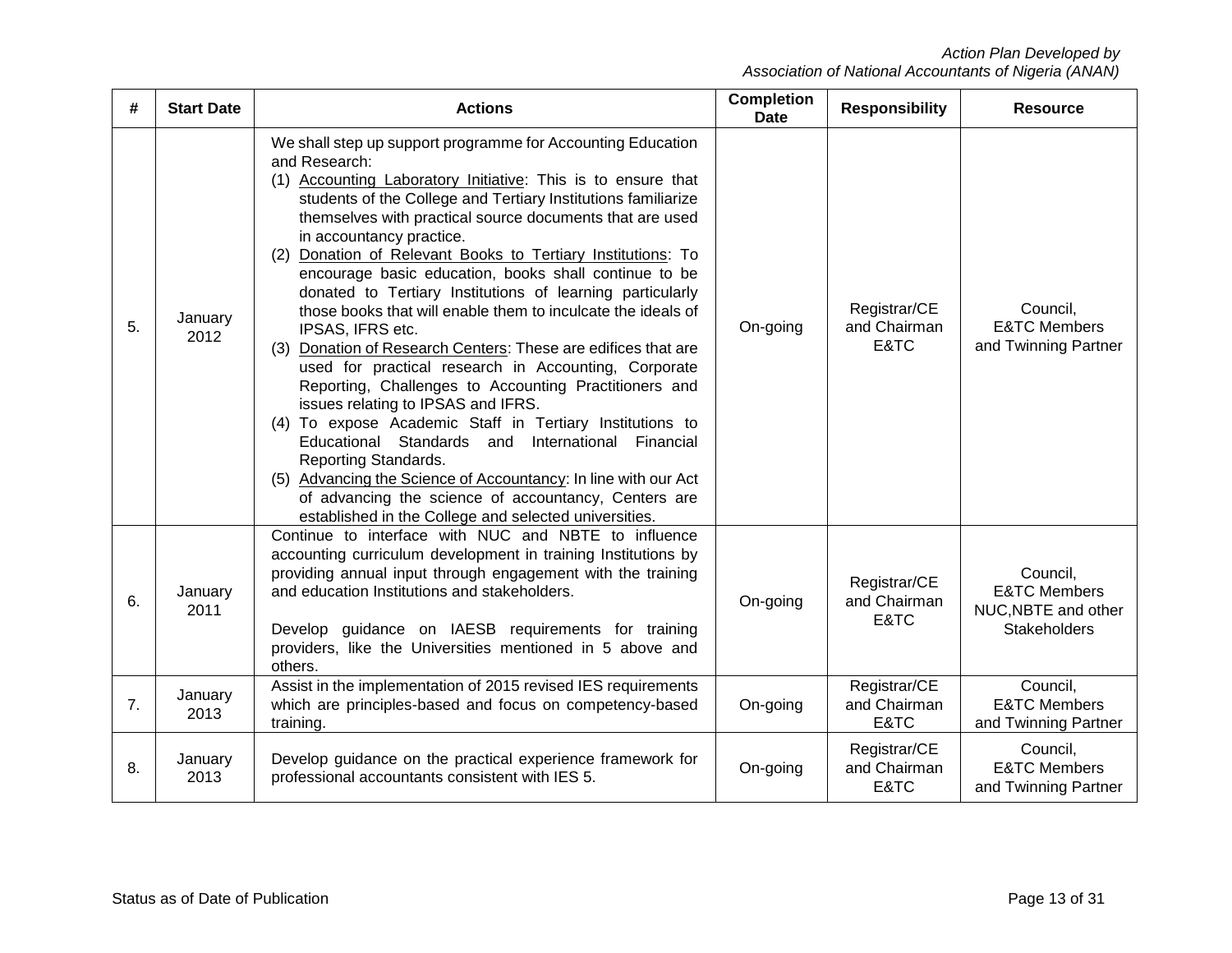| # | Start Date | Actions | Completion Date | Responsibility | Resource |
|---|---|---|---|---|---|
| 5. | January 2012 | We shall step up support programme for Accounting Education and Research:<br>(1) Accounting Laboratory Initiative: This is to ensure that students of the College and Tertiary Institutions familiarize themselves with practical source documents that are used in accountancy practice.<br>(2) Donation of Relevant Books to Tertiary Institutions: To encourage basic education, books shall continue to be donated to Tertiary Institutions of learning particularly those books that will enable them to inculcate the ideals of IPSAS, IFRS etc.<br>(3) Donation of Research Centers: These are edifices that are used for practical research in Accounting, Corporate Reporting, Challenges to Accounting Practitioners and issues relating to IPSAS and IFRS.<br>(4) To expose Academic Staff in Tertiary Institutions to Educational Standards and International Financial Reporting Standards.<br>(5) Advancing the Science of Accountancy: In line with our Act of advancing the science of accountancy, Centers are established in the College and selected universities. | On-going | Registrar/CE and Chairman E&TC | Council, E&TC Members and Twinning Partner |
| 6. | January 2011 | Continue to interface with NUC and NBTE to influence accounting curriculum development in training Institutions by providing annual input through engagement with the training and education Institutions and stakeholders.<br><br>Develop guidance on IAESB requirements for training providers, like the Universities mentioned in 5 above and others. | On-going | Registrar/CE and Chairman E&TC | Council, E&TC Members NUC,NBTE and other Stakeholders |
| 7. | January 2013 | Assist in the implementation of 2015 revised IES requirements which are principles-based and focus on competency-based training. | On-going | Registrar/CE and Chairman E&TC | Council, E&TC Members and Twinning Partner |
| 8. | January 2013 | Develop guidance on the practical experience framework for professional accountants consistent with IES 5. | On-going | Registrar/CE and Chairman E&TC | Council, E&TC Members and Twinning Partner |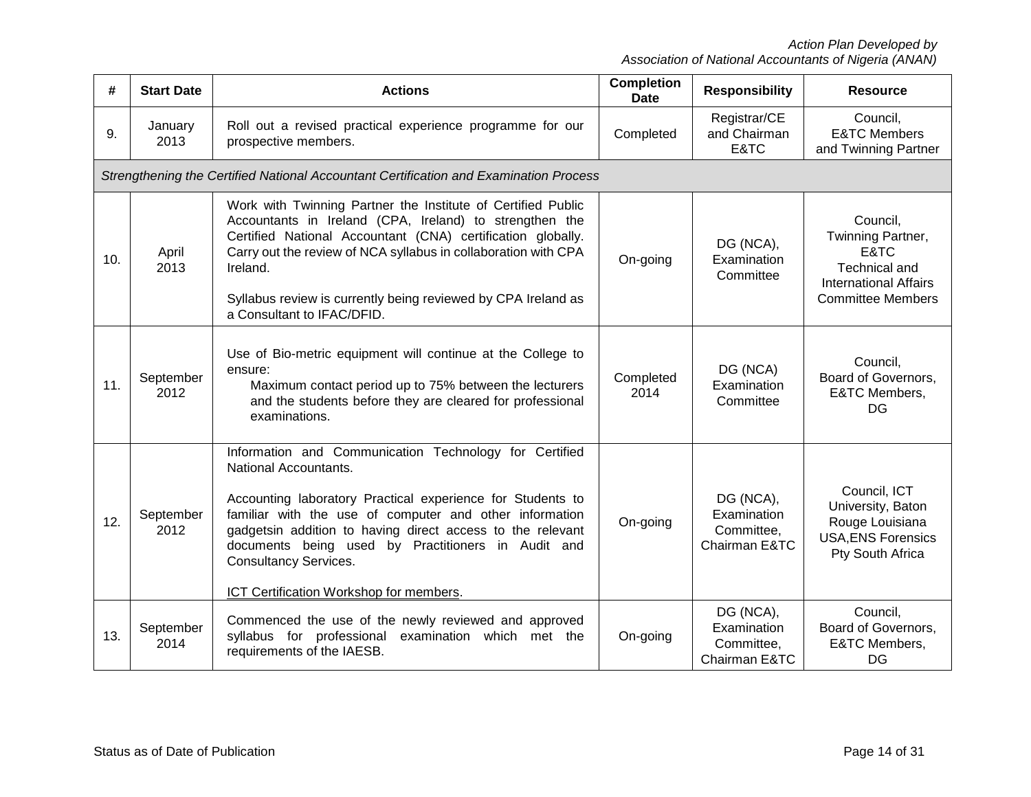| # | Start Date | Actions | Completion Date | Responsibility | Resource |
|---|---|---|---|---|---|
| 9. | January 2013 | Roll out a revised practical experience programme for our prospective members. | Completed | Registrar/CE and Chairman E&TC | Council, E&TC Members and Twinning Partner |
| *Strengthening the Certified National Accountant Certification and Examination Process* | | | | | |
| 10. | April 2013 | Work with Twinning Partner the Institute of Certified Public Accountants in Ireland (CPA, Ireland) to strengthen the Certified National Accountant (CNA) certification globally. Carry out the review of NCA syllabus in collaboration with CPA Ireland.<br><br>Syllabus review is currently being reviewed by CPA Ireland as a Consultant to IFAC/DFID. | On-going | DG (NCA), Examination Committee | Council, Twinning Partner, E&TC Technical and International Affairs Committee Members |
| 11. | September 2012 | Use of Bio-metric equipment will continue at the College to ensure:<br>Maximum contact period up to 75% between the lecturers and the students before they are cleared for professional examinations. | Completed 2014 | DG (NCA) Examination Committee | Council, Board of Governors, E&TC Members, DG |
| 12. | September 2012 | Information and Communication Technology for Certified National Accountants.<br><br>Accounting laboratory Practical experience for Students to familiar with the use of computer and other information gadgetsin addition to having direct access to the relevant documents being used by Practitioners in Audit and Consultancy Services.<br><br>ICT Certification Workshop for members. | On-going | DG (NCA), Examination Committee, Chairman E&TC | Council, ICT University, Baton Rouge Louisiana USA,ENS Forensics Pty South Africa |
| 13. | September 2014 | Commenced the use of the newly reviewed and approved syllabus for professional examination which met the requirements of the IAESB. | On-going | DG (NCA), Examination Committee, Chairman E&TC | Council, Board of Governors, E&TC Members, DG |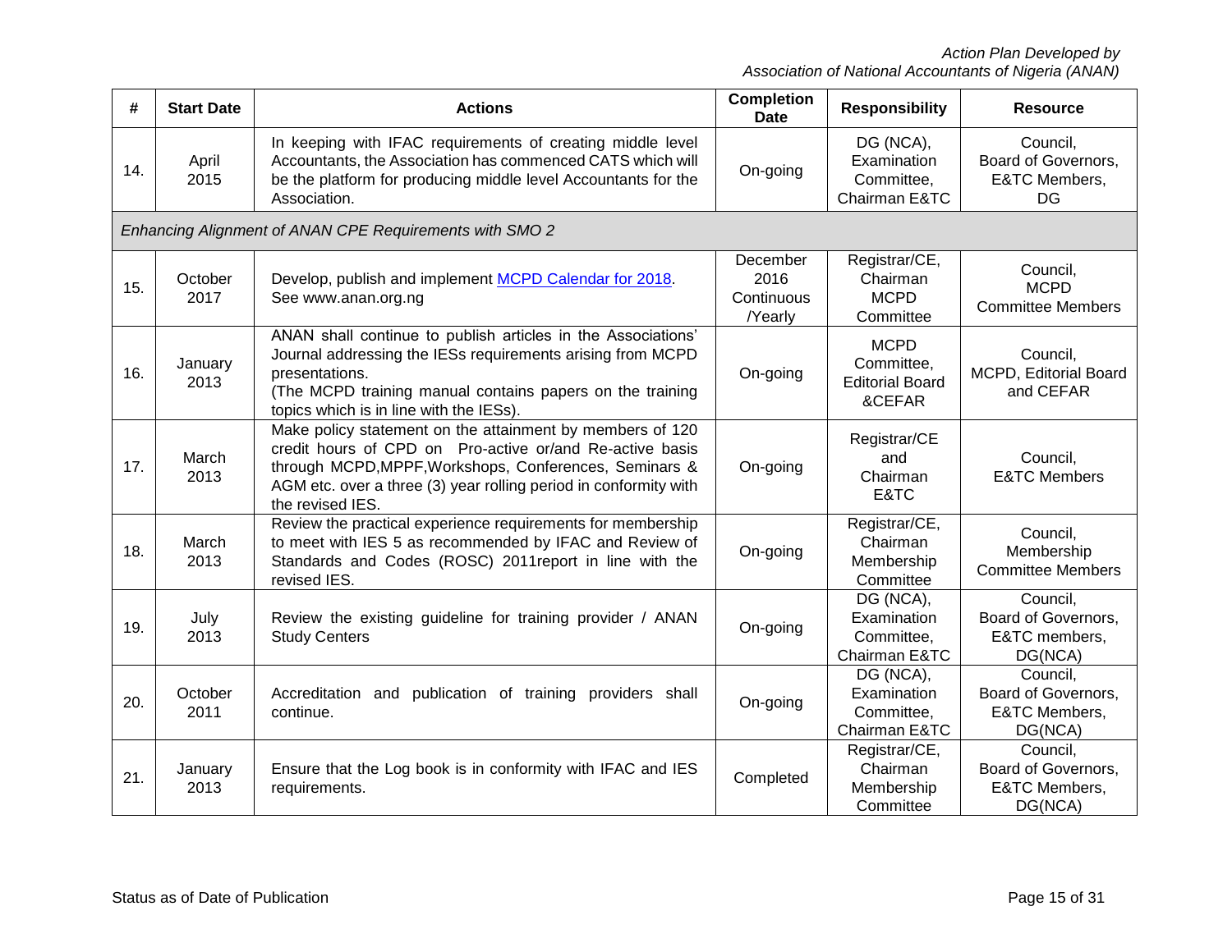| # | Start Date | Actions | Completion Date | Responsibility | Resource |
|---|---|---|---|---|---|
| 14. | April 2015 | In keeping with IFAC requirements of creating middle level Accountants, the Association has commenced CATS which will be the platform for producing middle level Accountants for the Association. | On-going | DG (NCA), Examination Committee, Chairman E&TC | Council, Board of Governors, E&TC Members, DG |
| *Enhancing Alignment of ANAN CPE Requirements with SMO 2* | | | | | |
| 15. | October 2017 | Develop, publish and implement MCPD Calendar for 2018. See www.anan.org.ng | December 2016 Continuous /Yearly | Registrar/CE, Chairman MCPD Committee | Council, MCPD Committee Members |
| 16. | January 2013 | ANAN shall continue to publish articles in the Associations' Journal addressing the IESs requirements arising from MCPD presentations. (The MCPD training manual contains papers on the training topics which is in line with the IESs). | On-going | MCPD Committee, Editorial Board &CEFAR | Council, MCPD, Editorial Board and CEFAR |
| 17. | March 2013 | Make policy statement on the attainment by members of 120 credit hours of CPD on Pro-active or/and Re-active basis through MCPD,MPPF,Workshops, Conferences, Seminars & AGM etc. over a three (3) year rolling period in conformity with the revised IES. | On-going | Registrar/CE and Chairman E&TC | Council, E&TC Members |
| 18. | March 2013 | Review the practical experience requirements for membership to meet with IES 5 as recommended by IFAC and Review of Standards and Codes (ROSC) 2011report in line with the revised IES. | On-going | Registrar/CE, Chairman Membership Committee | Council, Membership Committee Members |
| 19. | July 2013 | Review the existing guideline for training provider / ANAN Study Centers | On-going | DG (NCA), Examination Committee, Chairman E&TC | Council, Board of Governors, E&TC members, DG(NCA) |
| 20. | October 2011 | Accreditation and publication of training providers shall continue. | On-going | DG (NCA), Examination Committee, Chairman E&TC | Council, Board of Governors, E&TC Members, DG(NCA) |
| 21. | January 2013 | Ensure that the Log book is in conformity with IFAC and IES requirements. | Completed | Registrar/CE, Chairman Membership Committee | Council, Board of Governors, E&TC Members, DG(NCA) |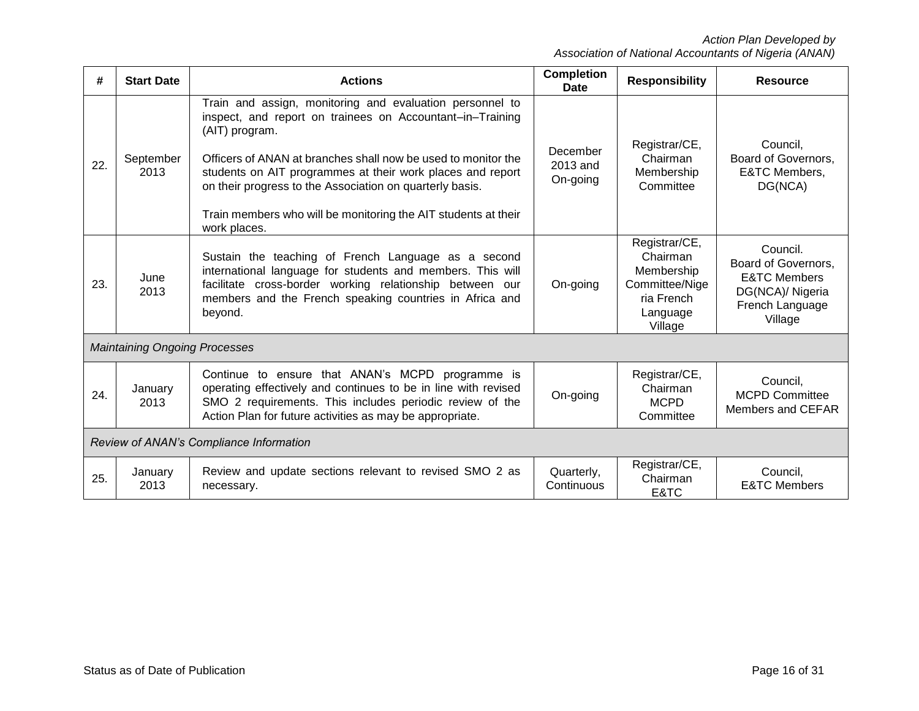| # | Start Date | Actions | Completion Date | Responsibility | Resource |
|---|---|---|---|---|---|
| 22. | September 2013 | Train and assign, monitoring and evaluation personnel to inspect, and report on trainees on Accountant–in–Training (AIT) program.<br><br>Officers of ANAN at branches shall now be used to monitor the students on AIT programmes at their work places and report on their progress to the Association on quarterly basis.<br><br>Train members who will be monitoring the AIT students at their work places. | December 2013 and On-going | Registrar/CE, Chairman Membership Committee | Council, Board of Governors, E&TC Members, DG(NCA) |
| 23. | June 2013 | Sustain the teaching of French Language as a second international language for students and members. This will facilitate cross-border working relationship between our members and the French speaking countries in Africa and beyond. | On-going | Registrar/CE, Chairman Membership Committee/Nigeria French Language Village | Council. Board of Governors, E&TC Members DG(NCA)/ Nigeria French Language Village |
| *Maintaining Ongoing Processes* | | | | | |
| 24. | January 2013 | Continue to ensure that ANAN's MCPD programme is operating effectively and continues to be in line with revised SMO 2 requirements. This includes periodic review of the Action Plan for future activities as may be appropriate. | On-going | Registrar/CE, Chairman MCPD Committee | Council, MCPD Committee Members and CEFAR |
| *Review of ANAN's Compliance Information* | | | | | |
| 25. | January 2013 | Review and update sections relevant to revised SMO 2 as necessary. | Quarterly, Continuous | Registrar/CE, Chairman E&TC | Council, E&TC Members |

Status as of Date of Publication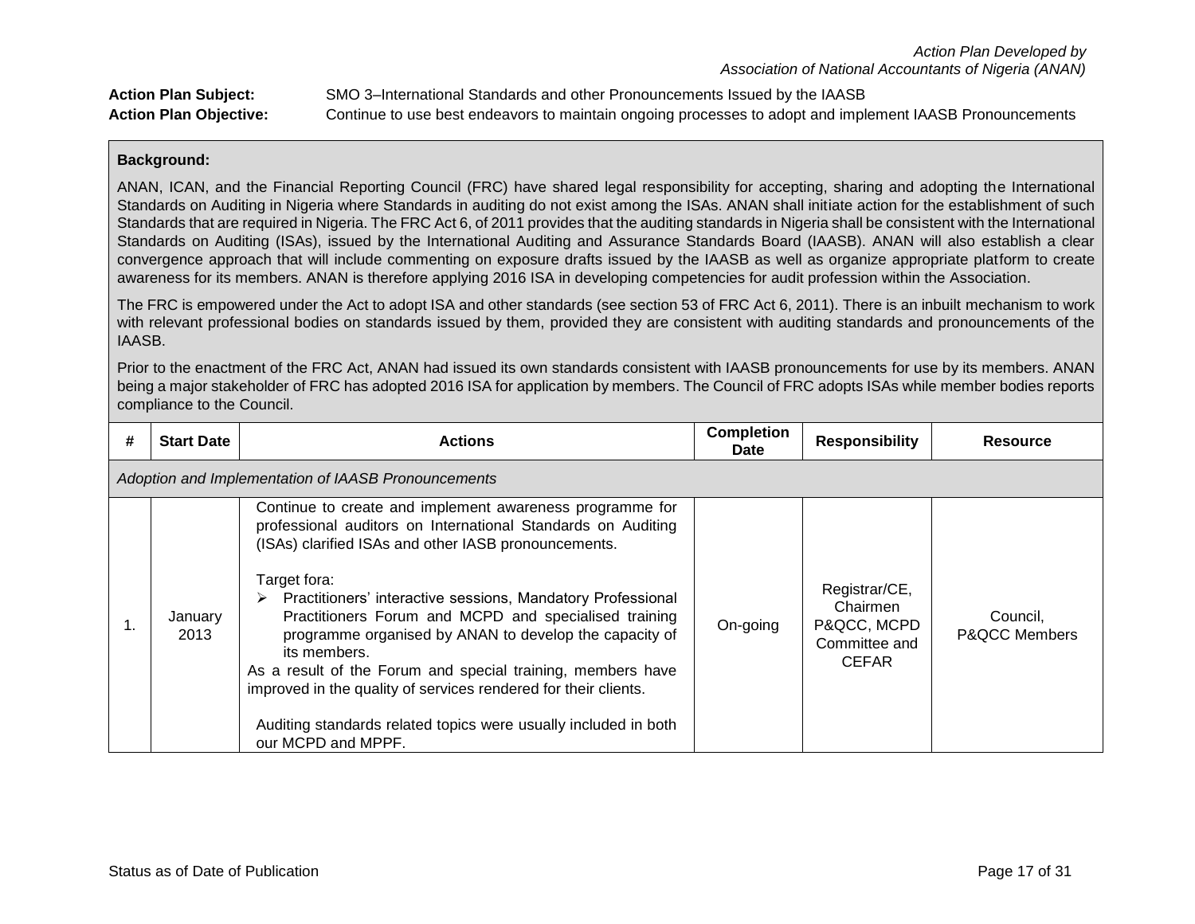*Action Plan Developed by*
*Association of National Accountants of Nigeria (ANAN)*

**Action Plan Subject:** SMO 3–International Standards and other Pronouncements Issued by the IAASB

**Action Plan Objective:** Continue to use best endeavors to maintain ongoing processes to adopt and implement IAASB Pronouncements

**Background:**

ANAN, ICAN, and the Financial Reporting Council (FRC) have shared legal responsibility for accepting, sharing and adopting the International Standards on Auditing in Nigeria where Standards in auditing do not exist among the ISAs. ANAN shall initiate action for the establishment of such Standards that are required in Nigeria. The FRC Act 6, of 2011 provides that the auditing standards in Nigeria shall be consistent with the International Standards on Auditing (ISAs), issued by the International Auditing and Assurance Standards Board (IAASB). ANAN will also establish a clear convergence approach that will include commenting on exposure drafts issued by the IAASB as well as organize appropriate platform to create awareness for its members. ANAN is therefore applying 2016 ISA in developing competencies for audit profession within the Association.

The FRC is empowered under the Act to adopt ISA and other standards (see section 53 of FRC Act 6, 2011). There is an inbuilt mechanism to work with relevant professional bodies on standards issued by them, provided they are consistent with auditing standards and pronouncements of the IAASB.

Prior to the enactment of the FRC Act, ANAN had issued its own standards consistent with IAASB pronouncements for use by its members. ANAN being a major stakeholder of FRC has adopted 2016 ISA for application by members. The Council of FRC adopts ISAs while member bodies reports compliance to the Council.

| # | Start Date | Actions | Completion Date | Responsibility | Resource |
|---|---|---|---|---|---|
| *Adoption and Implementation of IAASB Pronouncements* | | | | | |
| 1. | January 2013 | Continue to create and implement awareness programme for professional auditors on International Standards on Auditing (ISAs) clarified ISAs and other IASB pronouncements.<br><br>Target fora:<br>➢ Practitioners' interactive sessions, Mandatory Professional Practitioners Forum and MCPD and specialised training programme organised by ANAN to develop the capacity of its members.<br>As a result of the Forum and special training, members have improved in the quality of services rendered for their clients.<br><br>Auditing standards related topics were usually included in both our MCPD and MPPF. | On-going | Registrar/CE, Chairmen P&QCC, MCPD Committee and CEFAR | Council, P&QCC Members |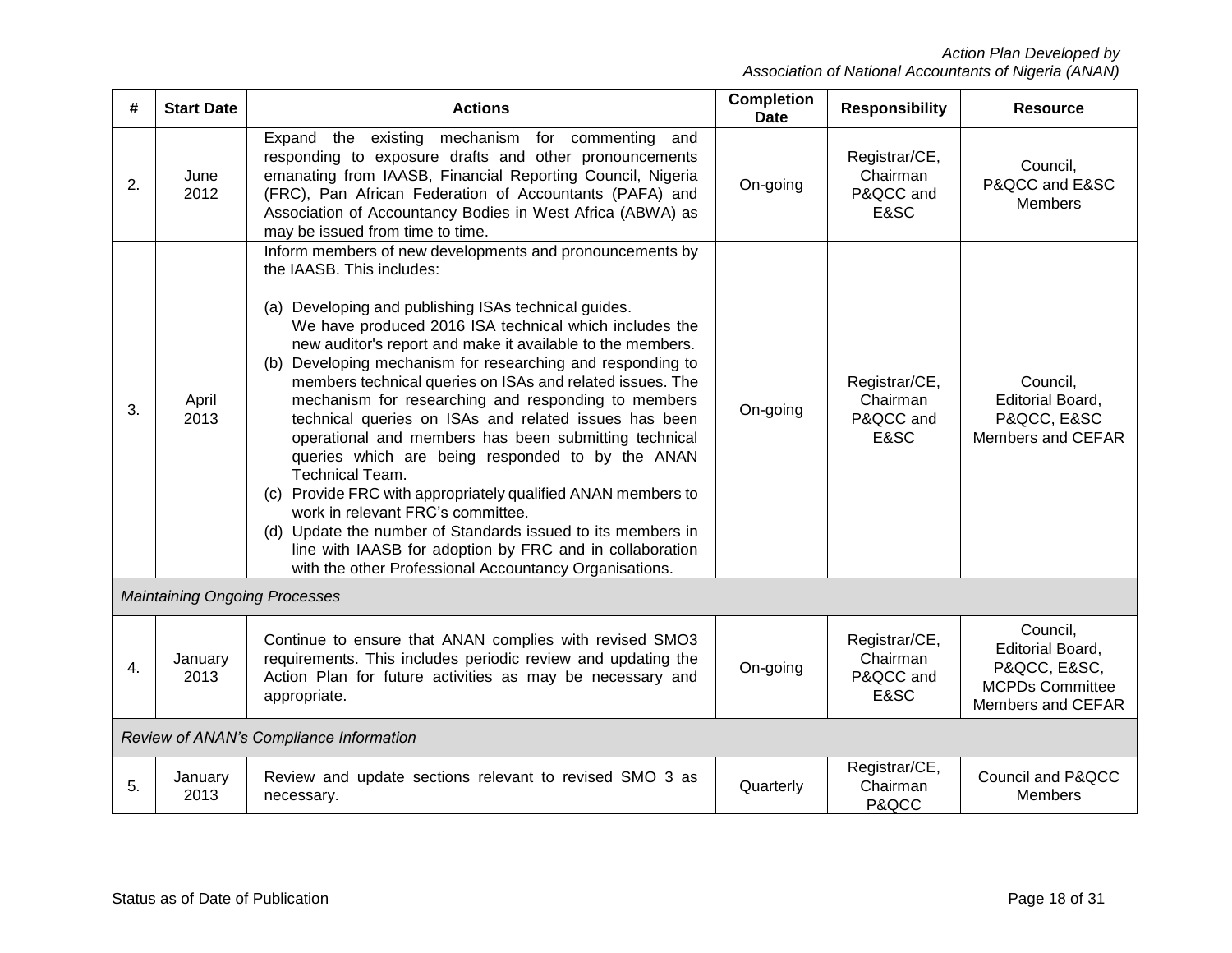| # | Start Date | Actions | Completion Date | Responsibility | Resource |
|---|---|---|---|---|---|
| 2. | June 2012 | Expand the existing mechanism for commenting and responding to exposure drafts and other pronouncements emanating from IAASB, Financial Reporting Council, Nigeria (FRC), Pan African Federation of Accountants (PAFA) and Association of Accountancy Bodies in West Africa (ABWA) as may be issued from time to time. | On-going | Registrar/CE, Chairman P&QCC and E&SC | Council, P&QCC and E&SC Members |
| 3. | April 2013 | Inform members of new developments and pronouncements by the IAASB. This includes:<br><br>(a) Developing and publishing ISAs technical guides. We have produced 2016 ISA technical which includes the new auditor's report and make it available to the members.<br>(b) Developing mechanism for researching and responding to members technical queries on ISAs and related issues. The mechanism for researching and responding to members technical queries on ISAs and related issues has been operational and members has been submitting technical queries which are being responded to by the ANAN Technical Team.<br>(c) Provide FRC with appropriately qualified ANAN members to work in relevant FRC's committee.<br>(d) Update the number of Standards issued to its members in line with IAASB for adoption by FRC and in collaboration with the other Professional Accountancy Organisations. | On-going | Registrar/CE, Chairman P&QCC and E&SC | Council, Editorial Board, P&QCC, E&SC Members and CEFAR |
| *Maintaining Ongoing Processes* | | | | | |
| 4. | January 2013 | Continue to ensure that ANAN complies with revised SMO3 requirements. This includes periodic review and updating the Action Plan for future activities as may be necessary and appropriate. | On-going | Registrar/CE, Chairman P&QCC and E&SC | Council, Editorial Board, P&QCC, E&SC, MCPDs Committee Members and CEFAR |
| *Review of ANAN's Compliance Information* | | | | | |
| 5. | January 2013 | Review and update sections relevant to revised SMO 3 as necessary. | Quarterly | Registrar/CE, Chairman P&QCC | Council and P&QCC Members |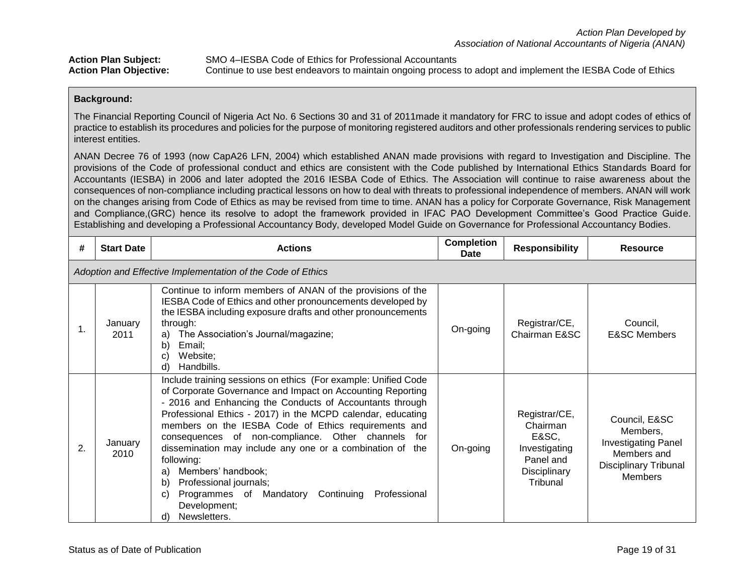*Action Plan Developed by*
*Association of National Accountants of Nigeria (ANAN)*

**Action Plan Subject:** SMO 4–IESBA Code of Ethics for Professional Accountants
**Action Plan Objective:** Continue to use best endeavors to maintain ongoing process to adopt and implement the IESBA Code of Ethics

**Background:**

The Financial Reporting Council of Nigeria Act No. 6 Sections 30 and 31 of 2011made it mandatory for FRC to issue and adopt codes of ethics of practice to establish its procedures and policies for the purpose of monitoring registered auditors and other professionals rendering services to public interest entities.

ANAN Decree 76 of 1993 (now CapA26 LFN, 2004) which established ANAN made provisions with regard to Investigation and Discipline. The provisions of the Code of professional conduct and ethics are consistent with the Code published by International Ethics Standards Board for Accountants (IESBA) in 2006 and later adopted the 2016 IESBA Code of Ethics. The Association will continue to raise awareness about the consequences of non-compliance including practical lessons on how to deal with threats to professional independence of members. ANAN will work on the changes arising from Code of Ethics as may be revised from time to time. ANAN has a policy for Corporate Governance, Risk Management and Compliance,(GRC) hence its resolve to adopt the framework provided in IFAC PAO Development Committee's Good Practice Guide. Establishing and developing a Professional Accountancy Body, developed Model Guide on Governance for Professional Accountancy Bodies.

| # | Start Date | Actions | Completion Date | Responsibility | Resource |
|---|---|---|---|---|---|
| *Adoption and Effective Implementation of the Code of Ethics* | | | | | |
| 1. | January 2011 | Continue to inform members of ANAN of the provisions of the IESBA Code of Ethics and other pronouncements developed by the IESBA including exposure drafts and other pronouncements through:<br>a) The Association's Journal/magazine;<br>b) Email;<br>c) Website;<br>d) Handbills. | On-going | Registrar/CE, Chairman E&SC | Council, E&SC Members |
| 2. | January 2010 | Include training sessions on ethics (For example: Unified Code of Corporate Governance and Impact on Accounting Reporting - 2016 and Enhancing the Conducts of Accountants through Professional Ethics - 2017) in the MCPD calendar, educating members on the IESBA Code of Ethics requirements and consequences of non-compliance. Other channels for dissemination may include any one or a combination of the following:<br>a) Members' handbook;<br>b) Professional journals;<br>c) Programmes of Mandatory Continuing Professional Development;<br>d) Newsletters. | On-going | Registrar/CE, Chairman E&SC, Investigating Panel and Disciplinary Tribunal | Council, E&SC Members, Investigating Panel Members and Disciplinary Tribunal Members |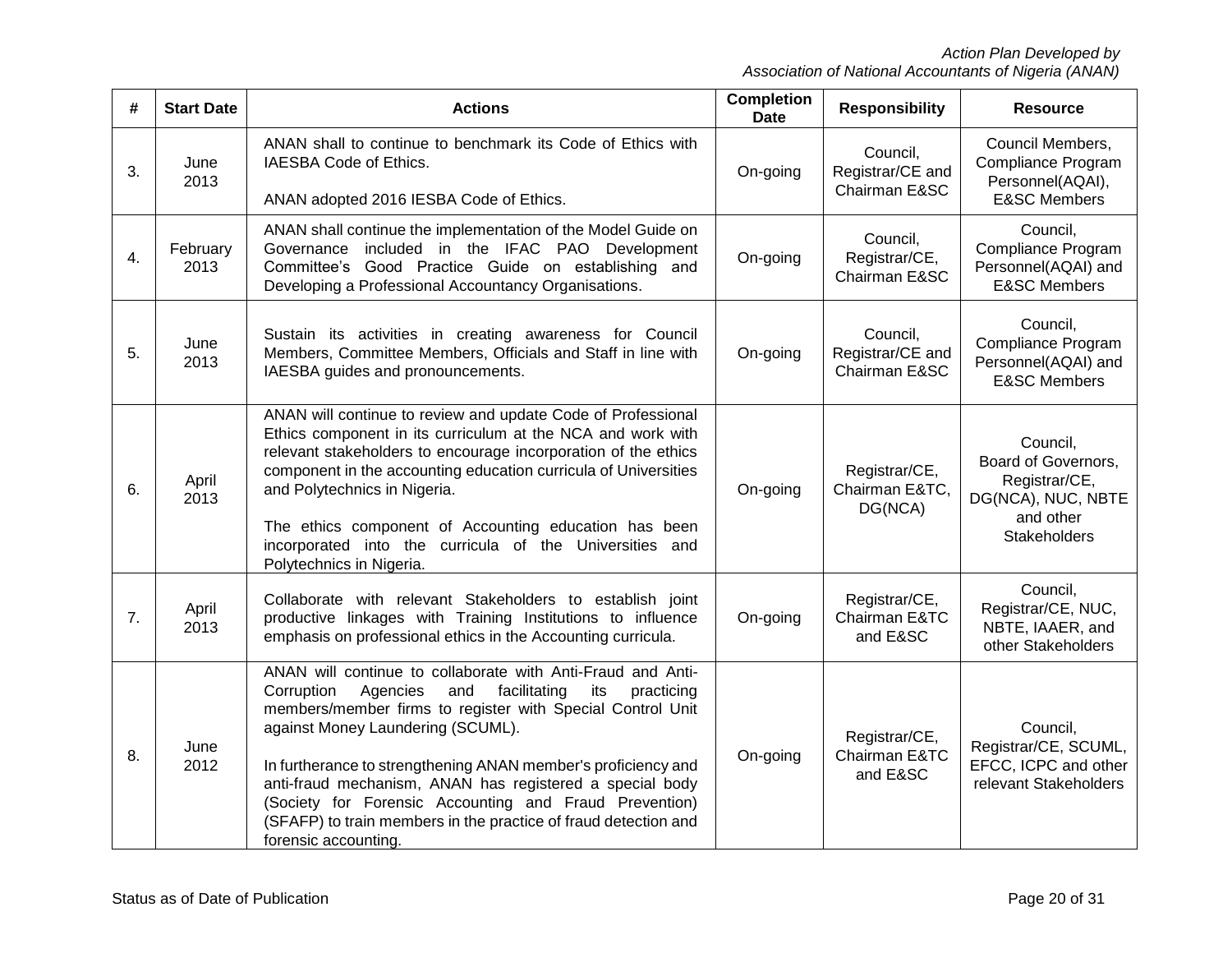| # | Start Date | Actions | Completion Date | Responsibility | Resource |
|---|---|---|---|---|---|
| 3. | June 2013 | ANAN shall to continue to benchmark its Code of Ethics with IAESBA Code of Ethics.<br><br>ANAN adopted 2016 IESBA Code of Ethics. | On-going | Council, Registrar/CE and Chairman E&SC | Council Members, Compliance Program Personnel(AQAI), E&SC Members |
| 4. | February 2013 | ANAN shall continue the implementation of the Model Guide on Governance included in the IFAC PAO Development Committee's Good Practice Guide on establishing and Developing a Professional Accountancy Organisations. | On-going | Council, Registrar/CE, Chairman E&SC | Council, Compliance Program Personnel(AQAI) and E&SC Members |
| 5. | June 2013 | Sustain its activities in creating awareness for Council Members, Committee Members, Officials and Staff in line with IAESBA guides and pronouncements. | On-going | Council, Registrar/CE and Chairman E&SC | Council, Compliance Program Personnel(AQAI) and E&SC Members |
| 6. | April 2013 | ANAN will continue to review and update Code of Professional Ethics component in its curriculum at the NCA and work with relevant stakeholders to encourage incorporation of the ethics component in the accounting education curricula of Universities and Polytechnics in Nigeria.<br><br>The ethics component of Accounting education has been incorporated into the curricula of the Universities and Polytechnics in Nigeria. | On-going | Registrar/CE, Chairman E&TC, DG(NCA) | Council, Board of Governors, Registrar/CE, DG(NCA), NUC, NBTE and other Stakeholders |
| 7. | April 2013 | Collaborate with relevant Stakeholders to establish joint productive linkages with Training Institutions to influence emphasis on professional ethics in the Accounting curricula. | On-going | Registrar/CE, Chairman E&TC and E&SC | Council, Registrar/CE, NUC, NBTE, IAAER, and other Stakeholders |
| 8. | June 2012 | ANAN will continue to collaborate with Anti-Fraud and Anti-Corruption Agencies and facilitating its practicing members/member firms to register with Special Control Unit against Money Laundering (SCUML).<br><br>In furtherance to strengthening ANAN member's proficiency and anti-fraud mechanism, ANAN has registered a special body (Society for Forensic Accounting and Fraud Prevention) (SFAFP) to train members in the practice of fraud detection and forensic accounting. | On-going | Registrar/CE, Chairman E&TC and E&SC | Council, Registrar/CE, SCUML, EFCC, ICPC and other relevant Stakeholders |

Status as of Date of Publication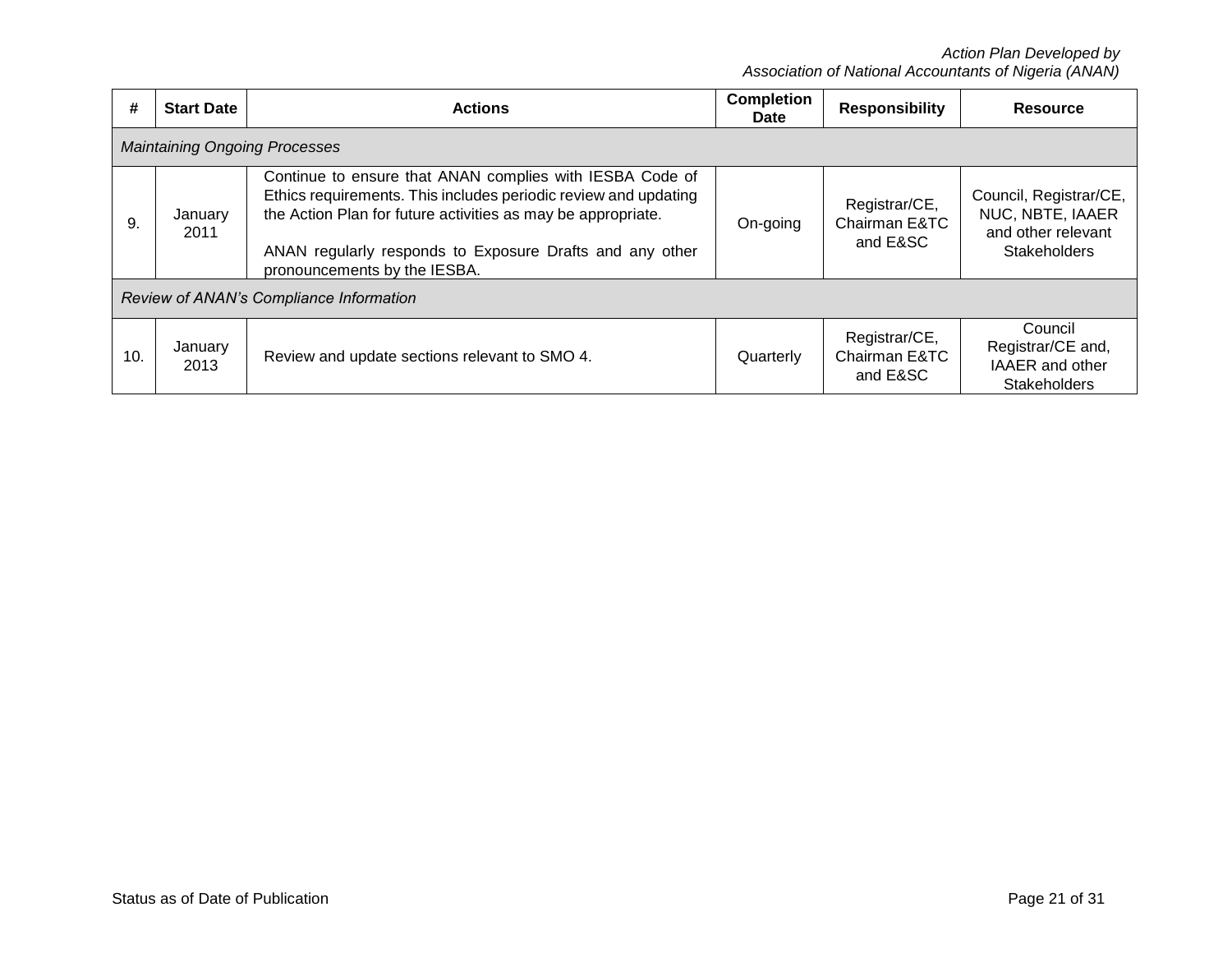| # | Start Date | Actions | Completion Date | Responsibility | Resource |
|---|---|---|---|---|---|
| *Maintaining Ongoing Processes* | | | | | |
| 9. | January 2011 | Continue to ensure that ANAN complies with IESBA Code of Ethics requirements. This includes periodic review and updating the Action Plan for future activities as may be appropriate.<br><br>ANAN regularly responds to Exposure Drafts and any other pronouncements by the IESBA. | On-going | Registrar/CE, Chairman E&TC and E&SC | Council, Registrar/CE, NUC, NBTE, IAAER and other relevant Stakeholders |
| *Review of ANAN's Compliance Information* | | | | | |
| 10. | January 2013 | Review and update sections relevant to SMO 4. | Quarterly | Registrar/CE, Chairman E&TC and E&SC | Council Registrar/CE and, IAAER and other Stakeholders |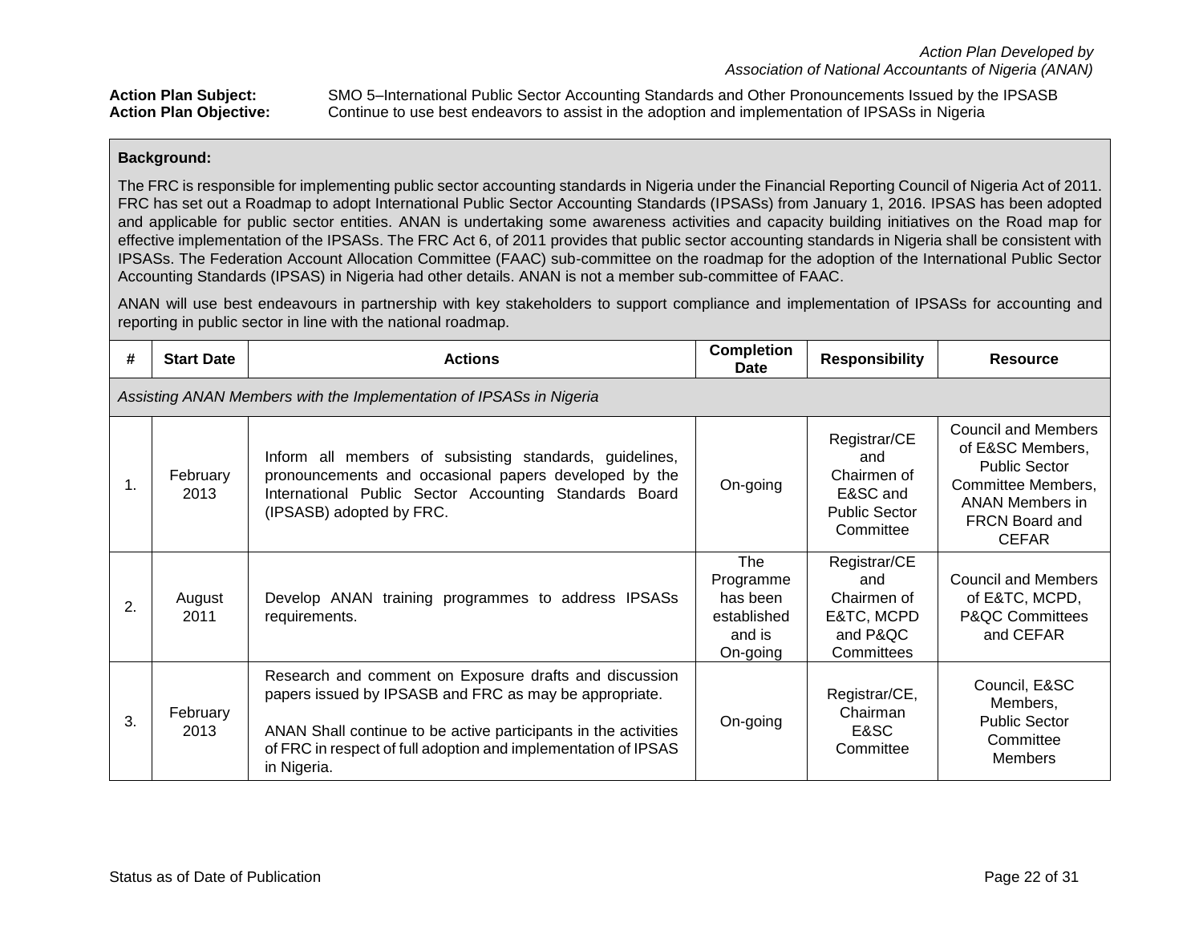*Action Plan Developed by*
*Association of National Accountants of Nigeria (ANAN)*

**Action Plan Subject:** SMO 5–International Public Sector Accounting Standards and Other Pronouncements Issued by the IPSASB
**Action Plan Objective:** Continue to use best endeavors to assist in the adoption and implementation of IPSASs in Nigeria

**Background:**

The FRC is responsible for implementing public sector accounting standards in Nigeria under the Financial Reporting Council of Nigeria Act of 2011. FRC has set out a Roadmap to adopt International Public Sector Accounting Standards (IPSASs) from January 1, 2016. IPSAS has been adopted and applicable for public sector entities. ANAN is undertaking some awareness activities and capacity building initiatives on the Road map for effective implementation of the IPSASs. The FRC Act 6, of 2011 provides that public sector accounting standards in Nigeria shall be consistent with IPSASs. The Federation Account Allocation Committee (FAAC) sub-committee on the roadmap for the adoption of the International Public Sector Accounting Standards (IPSAS) in Nigeria had other details. ANAN is not a member sub-committee of FAAC.

ANAN will use best endeavours in partnership with key stakeholders to support compliance and implementation of IPSASs for accounting and reporting in public sector in line with the national roadmap.

| # | Start Date | Actions | Completion Date | Responsibility | Resource |
|---|---|---|---|---|---|
| *Assisting ANAN Members with the Implementation of IPSASs in Nigeria* | | | | | |
| 1. | February 2013 | Inform all members of subsisting standards, guidelines, pronouncements and occasional papers developed by the International Public Sector Accounting Standards Board (IPSASB) adopted by FRC. | On-going | Registrar/CE and Chairmen of E&SC and Public Sector Committee | Council and Members of E&SC Members, Public Sector Committee Members, ANAN Members in FRCN Board and CEFAR |
| 2. | August 2011 | Develop ANAN training programmes to address IPSASs requirements. | The Programme has been established and is On-going | Registrar/CE and Chairmen of E&TC, MCPD and P&QC Committees | Council and Members of E&TC, MCPD, P&QC Committees and CEFAR |
| 3. | February 2013 | Research and comment on Exposure drafts and discussion papers issued by IPSASB and FRC as may be appropriate.<br><br>ANAN Shall continue to be active participants in the activities of FRC in respect of full adoption and implementation of IPSAS in Nigeria. | On-going | Registrar/CE, Chairman E&SC Committee | Council, E&SC Members, Public Sector Committee Members |

Status as of Date of Publication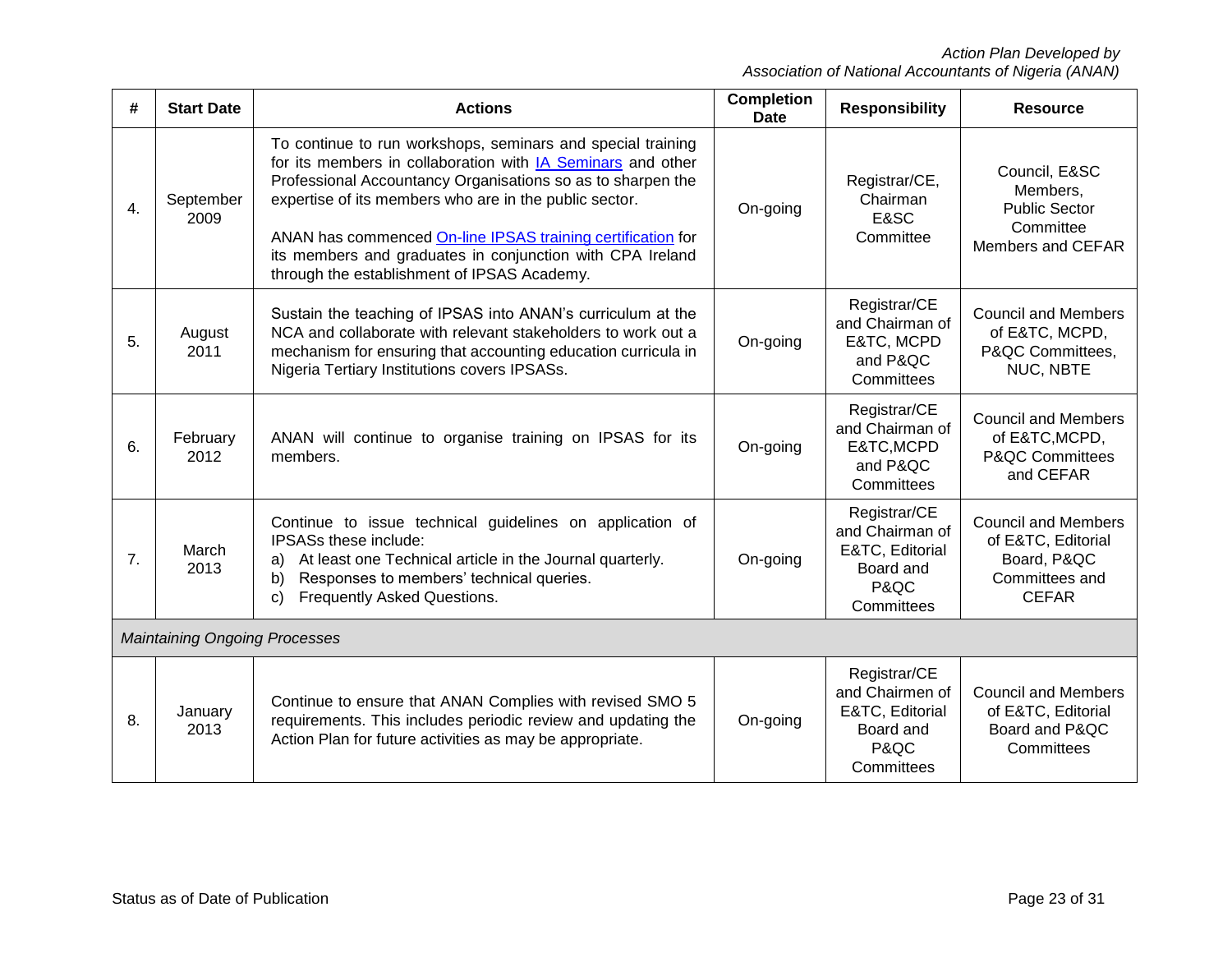| # | Start Date | Actions | Completion Date | Responsibility | Resource |
|---|---|---|---|---|---|
| 4. | September 2009 | To continue to run workshops, seminars and special training for its members in collaboration with IA Seminars and other Professional Accountancy Organisations so as to sharpen the expertise of its members who are in the public sector.<br><br>ANAN has commenced On-line IPSAS training certification for its members and graduates in conjunction with CPA Ireland through the establishment of IPSAS Academy. | On-going | Registrar/CE, Chairman E&SC Committee | Council, E&SC Members, Public Sector Committee Members and CEFAR |
| 5. | August 2011 | Sustain the teaching of IPSAS into ANAN's curriculum at the NCA and collaborate with relevant stakeholders to work out a mechanism for ensuring that accounting education curricula in Nigeria Tertiary Institutions covers IPSASs. | On-going | Registrar/CE and Chairman of E&TC, MCPD and P&QC Committees | Council and Members of E&TC, MCPD, P&QC Committees, NUC, NBTE |
| 6. | February 2012 | ANAN will continue to organise training on IPSAS for its members. | On-going | Registrar/CE and Chairman of E&TC,MCPD and P&QC Committees | Council and Members of E&TC,MCPD, P&QC Committees and CEFAR |
| 7. | March 2013 | Continue to issue technical guidelines on application of IPSASs these include:<br>a) At least one Technical article in the Journal quarterly.<br>b) Responses to members' technical queries.<br>c) Frequently Asked Questions. | On-going | Registrar/CE and Chairman of E&TC, Editorial Board and P&QC Committees | Council and Members of E&TC, Editorial Board, P&QC Committees and CEFAR |
| *Maintaining Ongoing Processes* | | | | | |
| 8. | January 2013 | Continue to ensure that ANAN Complies with revised SMO 5 requirements. This includes periodic review and updating the Action Plan for future activities as may be appropriate. | On-going | Registrar/CE and Chairmen of E&TC, Editorial Board and P&QC Committees | Council and Members of E&TC, Editorial Board and P&QC Committees |

Status as of Date of Publication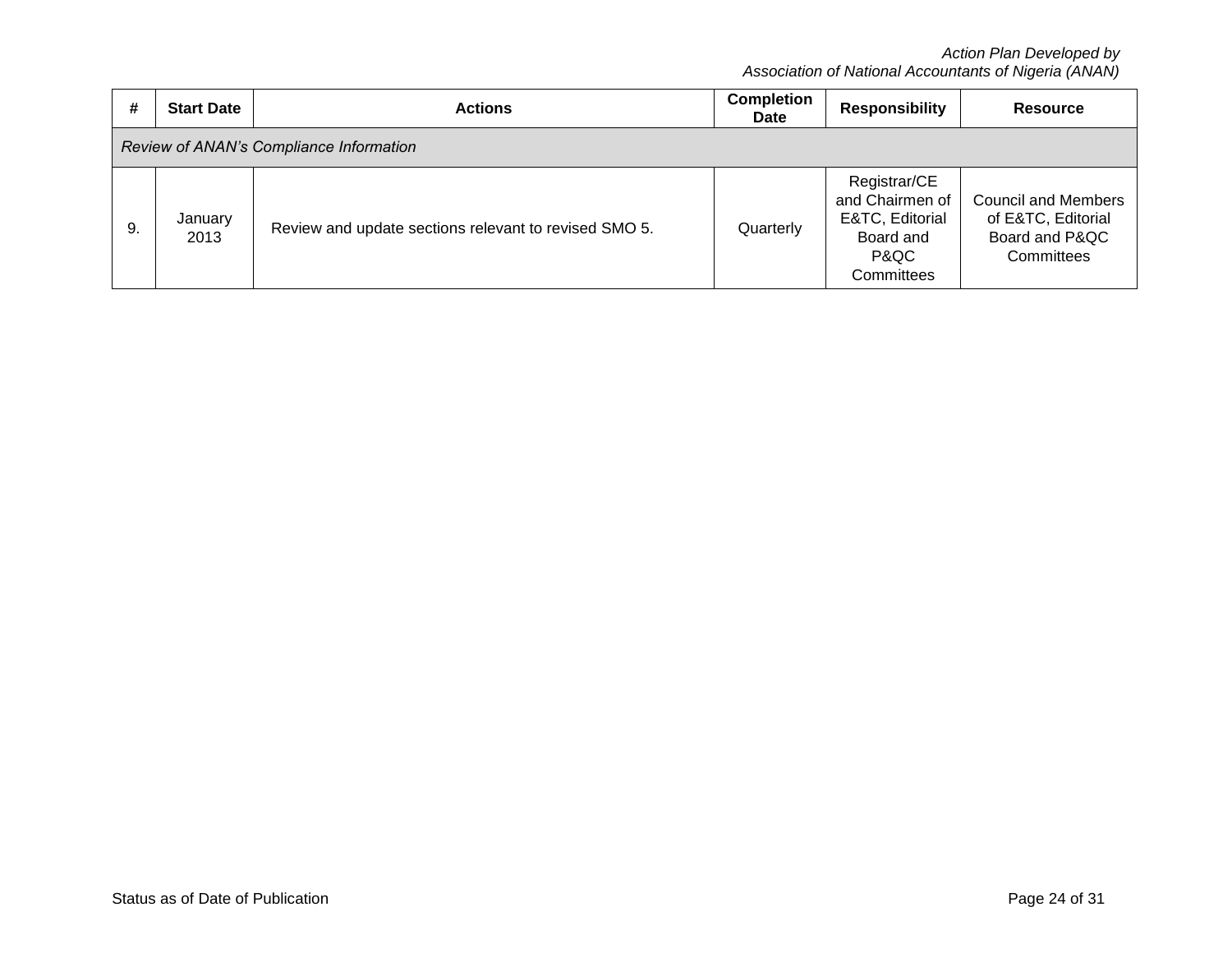| # | Start Date | Actions | Completion Date | Responsibility | Resource |
|---|---|---|---|---|---|
| *Review of ANAN's Compliance Information* | | | | | |
| 9. | January 2013 | Review and update sections relevant to revised SMO 5. | Quarterly | Registrar/CE and Chairmen of E&TC, Editorial Board and P&QC Committees | Council and Members of E&TC, Editorial Board and P&QC Committees |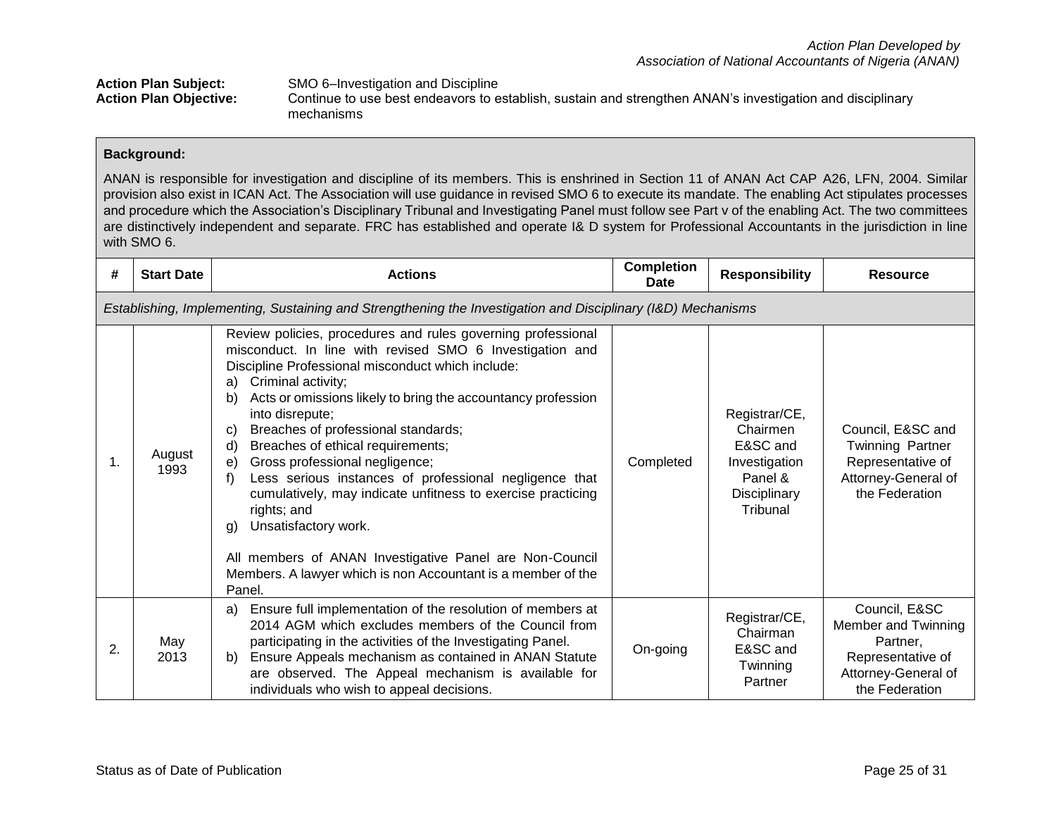*Action Plan Developed by*
*Association of National Accountants of Nigeria (ANAN)*

**Action Plan Subject:** SMO 6–Investigation and Discipline

**Action Plan Objective:** Continue to use best endeavors to establish, sustain and strengthen ANAN's investigation and disciplinary mechanisms

**Background:**

ANAN is responsible for investigation and discipline of its members. This is enshrined in Section 11 of ANAN Act CAP A26, LFN, 2004. Similar provision also exist in ICAN Act. The Association will use guidance in revised SMO 6 to execute its mandate. The enabling Act stipulates processes and procedure which the Association's Disciplinary Tribunal and Investigating Panel must follow see Part v of the enabling Act. The two committees are distinctively independent and separate. FRC has established and operate I& D system for Professional Accountants in the jurisdiction in line with SMO 6.

| # | Start Date | Actions | Completion Date | Responsibility | Resource |
|---|---|---|---|---|---|
| *Establishing, Implementing, Sustaining and Strengthening the Investigation and Disciplinary (I&D) Mechanisms* | | | | | |
| 1. | August 1993 | Review policies, procedures and rules governing professional misconduct. In line with revised SMO 6 Investigation and Discipline Professional misconduct which include:<br>a) Criminal activity;<br>b) Acts or omissions likely to bring the accountancy profession into disrepute;<br>c) Breaches of professional standards;<br>d) Breaches of ethical requirements;<br>e) Gross professional negligence;<br>f) Less serious instances of professional negligence that cumulatively, may indicate unfitness to exercise practicing rights; and<br>g) Unsatisfactory work.<br><br>All members of ANAN Investigative Panel are Non-Council Members. A lawyer which is non Accountant is a member of the Panel. | Completed | Registrar/CE, Chairmen E&SC and Investigation Panel & Disciplinary Tribunal | Council, E&SC and Twinning Partner Representative of Attorney-General of the Federation |
| 2. | May 2013 | a) Ensure full implementation of the resolution of members at 2014 AGM which excludes members of the Council from participating in the activities of the Investigating Panel.<br>b) Ensure Appeals mechanism as contained in ANAN Statute are observed. The Appeal mechanism is available for individuals who wish to appeal decisions. | On-going | Registrar/CE, Chairman E&SC and Twinning Partner | Council, E&SC Member and Twinning Partner, Representative of Attorney-General of the Federation |

Status as of Date of Publication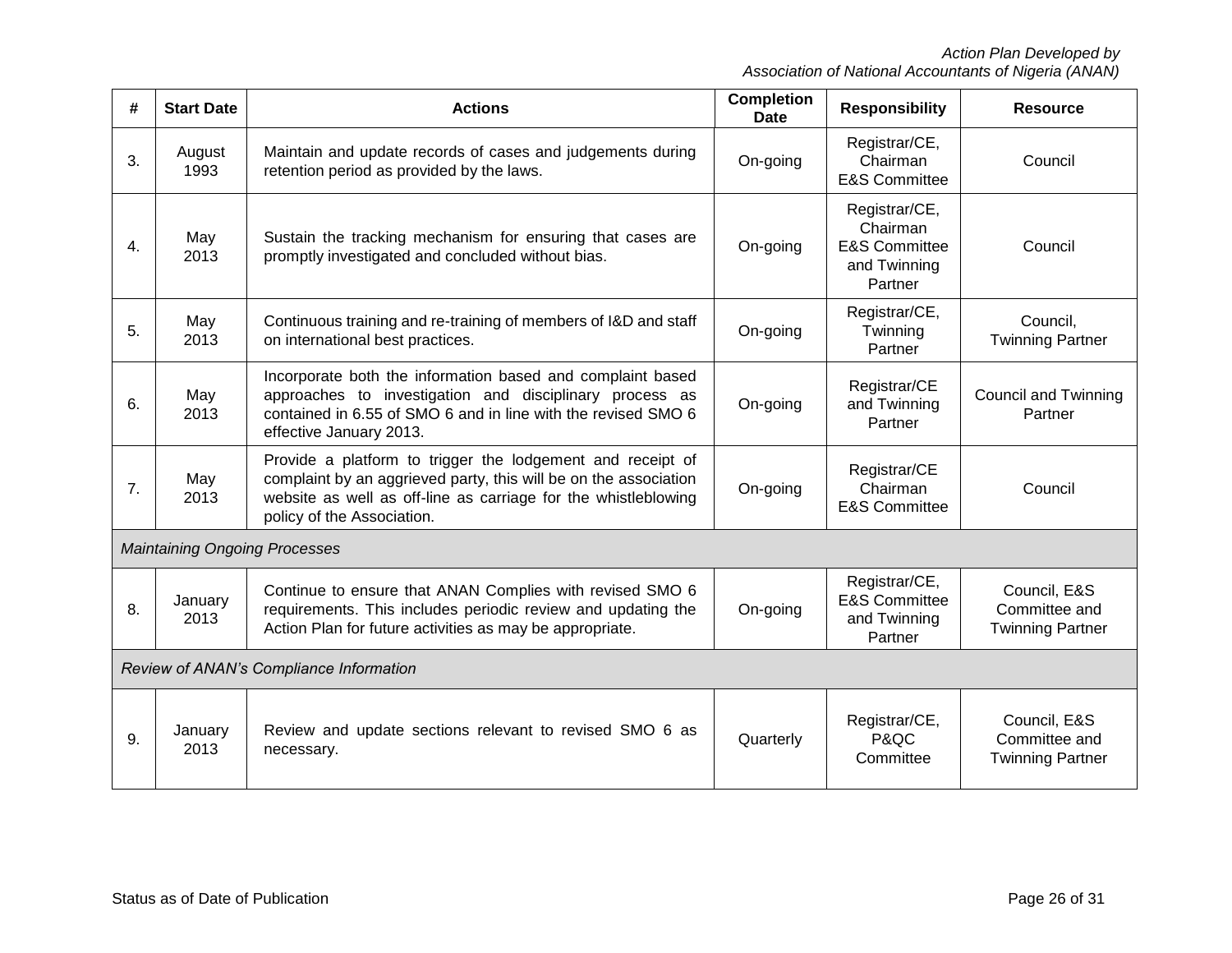| # | Start Date | Actions | Completion Date | Responsibility | Resource |
|---|---|---|---|---|---|
| 3. | August 1993 | Maintain and update records of cases and judgements during retention period as provided by the laws. | On-going | Registrar/CE, Chairman E&S Committee | Council |
| 4. | May 2013 | Sustain the tracking mechanism for ensuring that cases are promptly investigated and concluded without bias. | On-going | Registrar/CE, Chairman E&S Committee and Twinning Partner | Council |
| 5. | May 2013 | Continuous training and re-training of members of I&D and staff on international best practices. | On-going | Registrar/CE, Twinning Partner | Council, Twinning Partner |
| 6. | May 2013 | Incorporate both the information based and complaint based approaches to investigation and disciplinary process as contained in 6.55 of SMO 6 and in line with the revised SMO 6 effective January 2013. | On-going | Registrar/CE and Twinning Partner | Council and Twinning Partner |
| 7. | May 2013 | Provide a platform to trigger the lodgement and receipt of complaint by an aggrieved party, this will be on the association website as well as off-line as carriage for the whistleblowing policy of the Association. | On-going | Registrar/CE Chairman E&S Committee | Council |
| *Maintaining Ongoing Processes* | | | | | |
| 8. | January 2013 | Continue to ensure that ANAN Complies with revised SMO 6 requirements. This includes periodic review and updating the Action Plan for future activities as may be appropriate. | On-going | Registrar/CE, E&S Committee and Twinning Partner | Council, E&S Committee and Twinning Partner |
| *Review of ANAN's Compliance Information* | | | | | |
| 9. | January 2013 | Review and update sections relevant to revised SMO 6 as necessary. | Quarterly | Registrar/CE, P&QC Committee | Council, E&S Committee and Twinning Partner |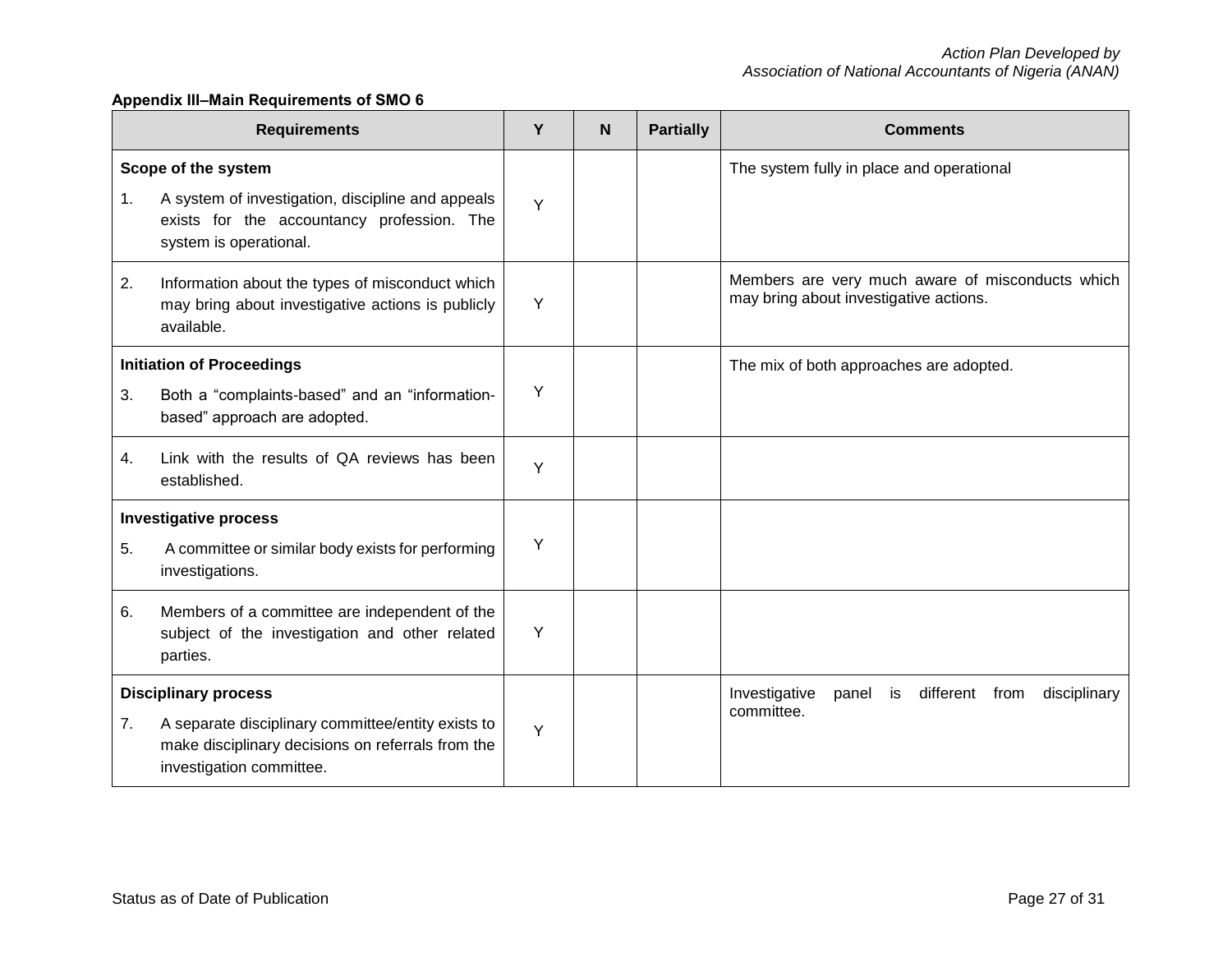**Appendix III–Main Requirements of SMO 6**

| Requirements | Y | N | Partially | Comments |
|---|---|---|---|---|
| **Scope of the system**<br>1. A system of investigation, discipline and appeals exists for the accountancy profession. The system is operational. | Y | | | The system fully in place and operational |
| 2. Information about the types of misconduct which may bring about investigative actions is publicly available. | Y | | | Members are very much aware of misconducts which may bring about investigative actions. |
| **Initiation of Proceedings**<br>3. Both a "complaints-based" and an "information-based" approach are adopted. | Y | | | The mix of both approaches are adopted. |
| 4. Link with the results of QA reviews has been established. | Y | | | |
| **Investigative process**<br>5. A committee or similar body exists for performing investigations. | Y | | | |
| 6. Members of a committee are independent of the subject of the investigation and other related parties. | Y | | | |
| **Disciplinary process**<br>7. A separate disciplinary committee/entity exists to make disciplinary decisions on referrals from the investigation committee. | Y | | | Investigative panel is different from disciplinary committee. |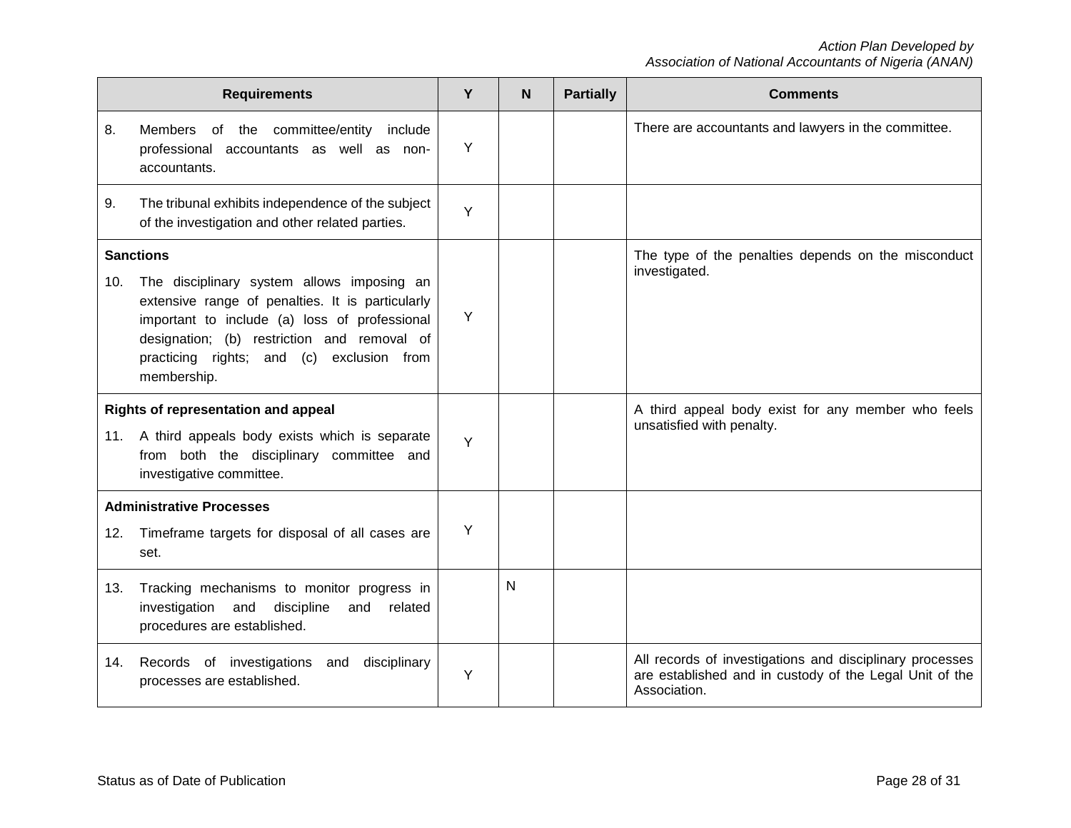| Requirements | Y | N | Partially | Comments |
|---|---|---|---|---|
| 8. Members of the committee/entity include professional accountants as well as non-accountants. | Y | | | There are accountants and lawyers in the committee. |
| 9. The tribunal exhibits independence of the subject of the investigation and other related parties. | Y | | | |
| **Sanctions**<br>10. The disciplinary system allows imposing an extensive range of penalties. It is particularly important to include (a) loss of professional designation; (b) restriction and removal of practicing rights; and (c) exclusion from membership. | Y | | | The type of the penalties depends on the misconduct investigated. |
| **Rights of representation and appeal**<br>11. A third appeals body exists which is separate from both the disciplinary committee and investigative committee. | Y | | | A third appeal body exist for any member who feels unsatisfied with penalty. |
| **Administrative Processes**<br>12. Timeframe targets for disposal of all cases are set. | Y | | | |
| 13. Tracking mechanisms to monitor progress in investigation and discipline and related procedures are established. | | N | | |
| 14. Records of investigations and disciplinary processes are established. | Y | | | All records of investigations and disciplinary processes are established and in custody of the Legal Unit of the Association. |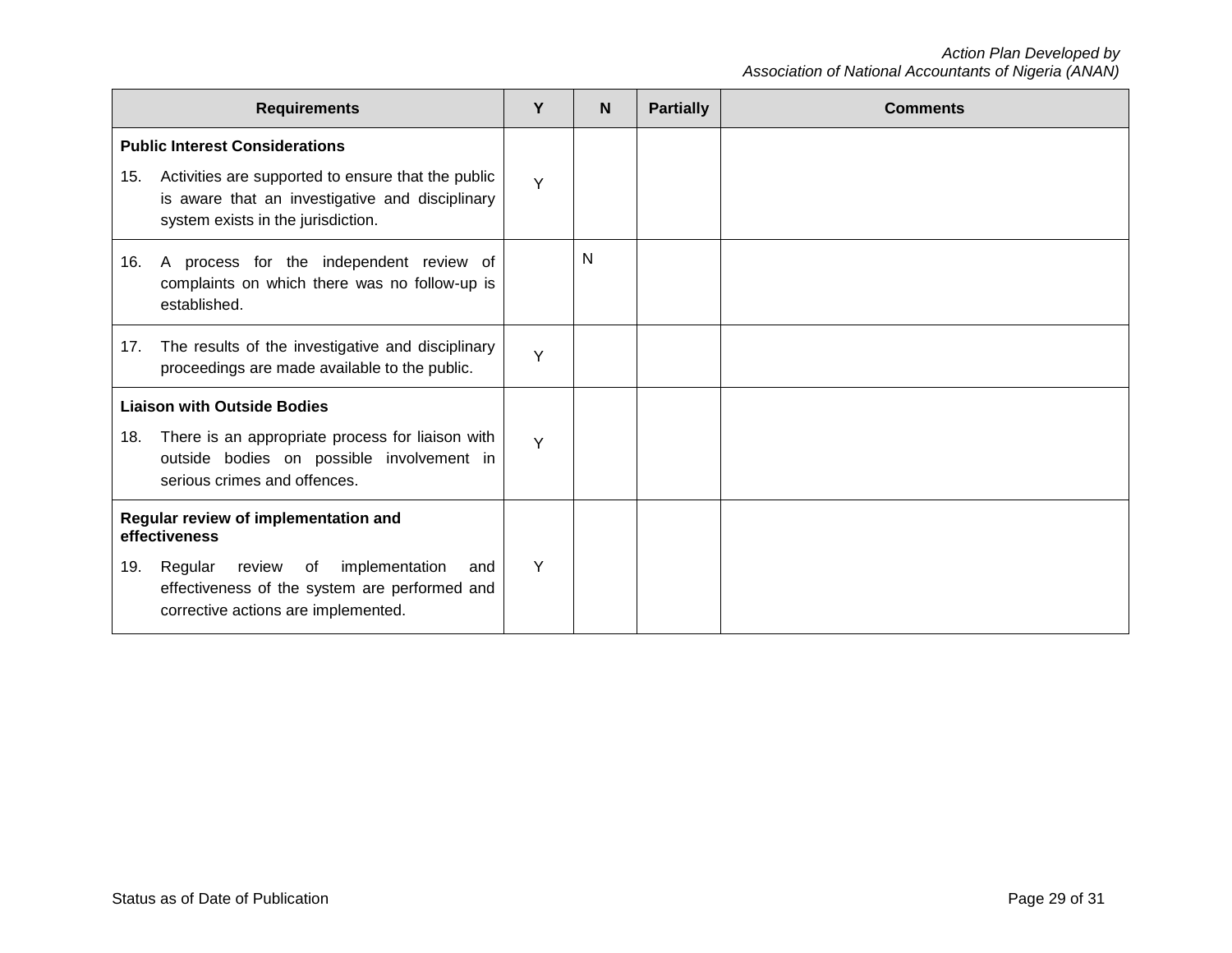| Requirements | Y | N | Partially | Comments |
|---|---|---|---|---|
| **Public Interest Considerations** 15. Activities are supported to ensure that the public is aware that an investigative and disciplinary system exists in the jurisdiction. | Y | | | |
| 16. A process for the independent review of complaints on which there was no follow-up is established. | | N | | |
| 17. The results of the investigative and disciplinary proceedings are made available to the public. | Y | | | |
| **Liaison with Outside Bodies** 18. There is an appropriate process for liaison with outside bodies on possible involvement in serious crimes and offences. | Y | | | |
| **Regular review of implementation and effectiveness** 19. Regular review of implementation and effectiveness of the system are performed and corrective actions are implemented. | Y | | | |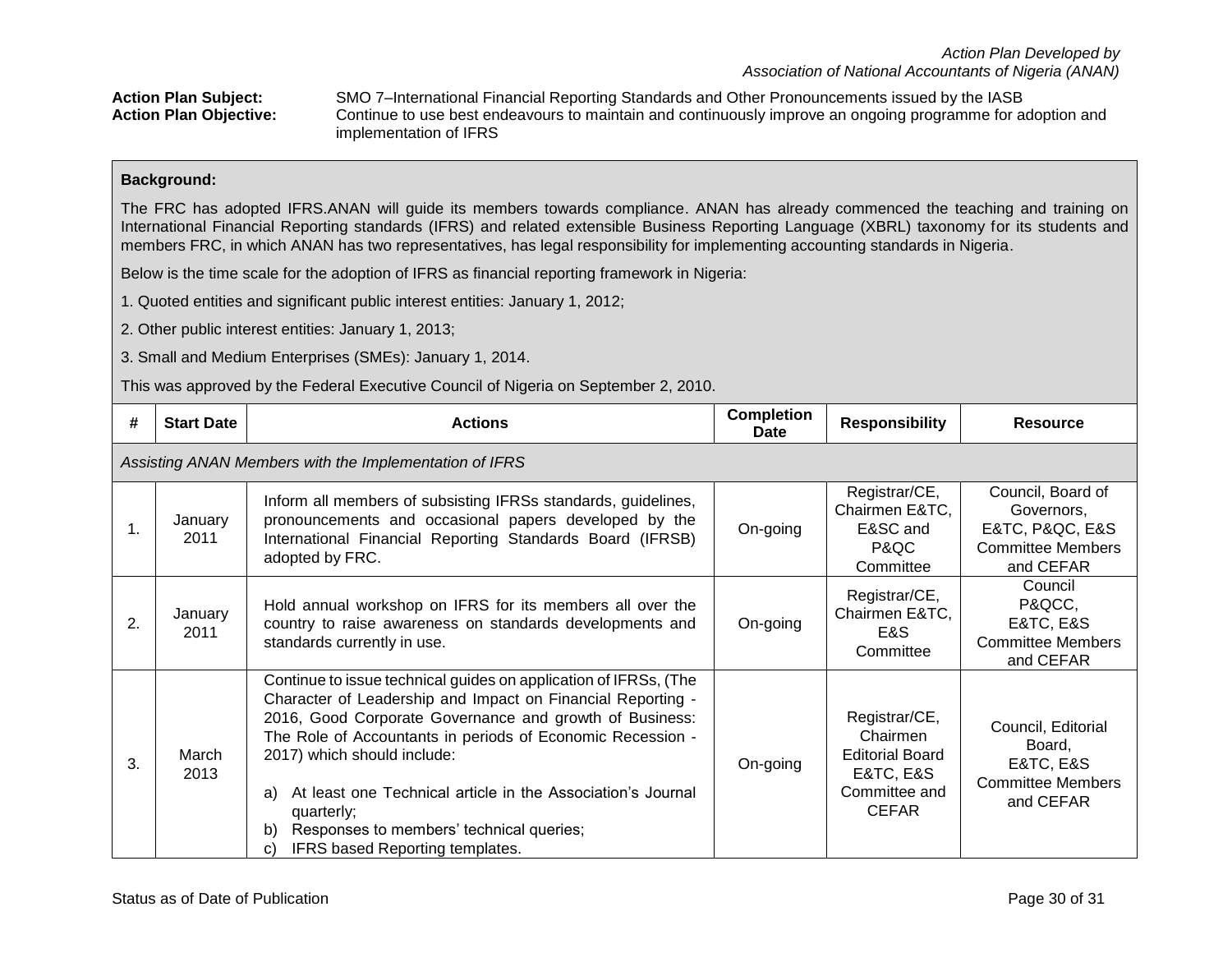*Action Plan Developed by*
*Association of National Accountants of Nigeria (ANAN)*

**Action Plan Subject:** SMO 7–International Financial Reporting Standards and Other Pronouncements issued by the IASB

**Action Plan Objective:** Continue to use best endeavours to maintain and continuously improve an ongoing programme for adoption and implementation of IFRS

**Background:**

The FRC has adopted IFRS.ANAN will guide its members towards compliance. ANAN has already commenced the teaching and training on International Financial Reporting standards (IFRS) and related extensible Business Reporting Language (XBRL) taxonomy for its students and members FRC, in which ANAN has two representatives, has legal responsibility for implementing accounting standards in Nigeria.

Below is the time scale for the adoption of IFRS as financial reporting framework in Nigeria:

1. Quoted entities and significant public interest entities: January 1, 2012;

2. Other public interest entities: January 1, 2013;

3. Small and Medium Enterprises (SMEs): January 1, 2014.

This was approved by the Federal Executive Council of Nigeria on September 2, 2010.

| # | Start Date | Actions | Completion Date | Responsibility | Resource |
|---|---|---|---|---|---|
| *Assisting ANAN Members with the Implementation of IFRS* | | | | | |
| 1. | January 2011 | Inform all members of subsisting IFRSs standards, guidelines, pronouncements and occasional papers developed by the International Financial Reporting Standards Board (IFRSB) adopted by FRC. | On-going | Registrar/CE, Chairmen E&TC, E&SC and P&QC Committee | Council, Board of Governors, E&TC, P&QC, E&S Committee Members and CEFAR |
| 2. | January 2011 | Hold annual workshop on IFRS for its members all over the country to raise awareness on standards developments and standards currently in use. | On-going | Registrar/CE, Chairmen E&TC, E&S Committee | Council P&QCC, E&TC, E&S Committee Members and CEFAR |
| 3. | March 2013 | Continue to issue technical guides on application of IFRSs, (The Character of Leadership and Impact on Financial Reporting - 2016, Good Corporate Governance and growth of Business: The Role of Accountants in periods of Economic Recession - 2017) which should include:<br><br>a) At least one Technical article in the Association's Journal quarterly;<br>b) Responses to members' technical queries;<br>c) IFRS based Reporting templates. | On-going | Registrar/CE, Chairmen Editorial Board E&TC, E&S Committee and CEFAR | Council, Editorial Board, E&TC, E&S Committee Members and CEFAR |

Status as of Date of Publication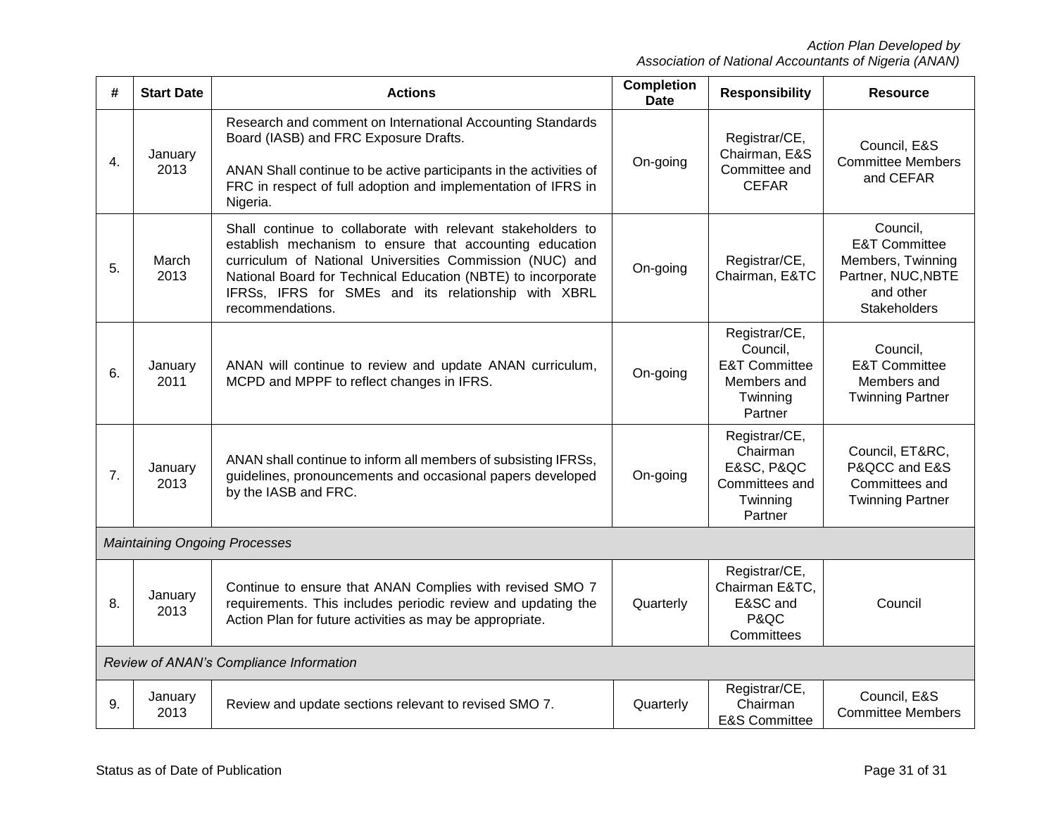| # | Start Date | Actions | Completion Date | Responsibility | Resource |
|---|---|---|---|---|---|
| 4. | January 2013 | Research and comment on International Accounting Standards Board (IASB) and FRC Exposure Drafts.<br><br>ANAN Shall continue to be active participants in the activities of FRC in respect of full adoption and implementation of IFRS in Nigeria. | On-going | Registrar/CE, Chairman, E&S Committee and CEFAR | Council, E&S Committee Members and CEFAR |
| 5. | March 2013 | Shall continue to collaborate with relevant stakeholders to establish mechanism to ensure that accounting education curriculum of National Universities Commission (NUC) and National Board for Technical Education (NBTE) to incorporate IFRSs, IFRS for SMEs and its relationship with XBRL recommendations. | On-going | Registrar/CE, Chairman, E&TC | Council, E&T Committee Members, Twinning Partner, NUC,NBTE and other Stakeholders |
| 6. | January 2011 | ANAN will continue to review and update ANAN curriculum, MCPD and MPPF to reflect changes in IFRS. | On-going | Registrar/CE, Council, E&T Committee Members and Twinning Partner | Council, E&T Committee Members and Twinning Partner |
| 7. | January 2013 | ANAN shall continue to inform all members of subsisting IFRSs, guidelines, pronouncements and occasional papers developed by the IASB and FRC. | On-going | Registrar/CE, Chairman E&SC, P&QC Committees and Twinning Partner | Council, ET&RC, P&QCC and E&S Committees and Twinning Partner |
| *Maintaining Ongoing Processes* | | | | | |
| 8. | January 2013 | Continue to ensure that ANAN Complies with revised SMO 7 requirements. This includes periodic review and updating the Action Plan for future activities as may be appropriate. | Quarterly | Registrar/CE, Chairman E&TC, E&SC and P&QC Committees | Council |
| *Review of ANAN's Compliance Information* | | | | | |
| 9. | January 2013 | Review and update sections relevant to revised SMO 7. | Quarterly | Registrar/CE, Chairman E&S Committee | Council, E&S Committee Members |

Status as of Date of Publication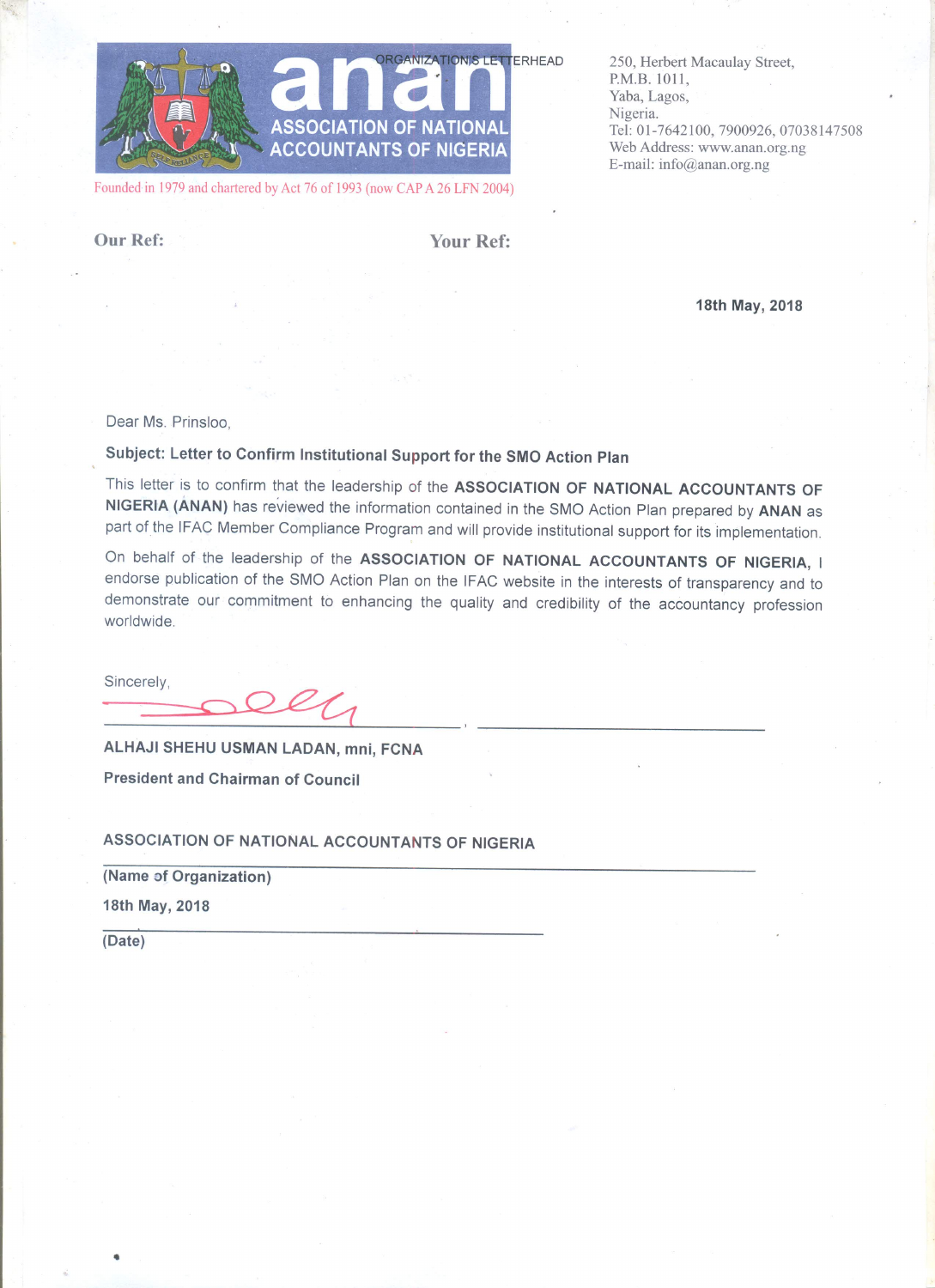ORGANIZATION'S LETTERHEAD

**anan**
**ASSOCIATION OF NATIONAL ACCOUNTANTS OF NIGERIA**

Founded in 1979 and chartered by Act 76 of 1993 (now CAP A 26 LFN 2004)

250, Herbert Macaulay Street,
P.M.B. 1011,
Yaba, Lagos,
Nigeria.
Tel: 01-7642100, 7900926, 07038147508
Web Address: www.anan.org.ng
E-mail: info@anan.org.ng

**Our Ref:** **Your Ref:**

**18th May, 2018**

Dear Ms. Prinsloo,

**Subject: Letter to Confirm Institutional Support for the SMO Action Plan**

This letter is to confirm that the leadership of the **ASSOCIATION OF NATIONAL ACCOUNTANTS OF NIGERIA (ANAN)** has reviewed the information contained in the SMO Action Plan prepared by **ANAN** as part of the IFAC Member Compliance Program and will provide institutional support for its implementation.

On behalf of the leadership of the **ASSOCIATION OF NATIONAL ACCOUNTANTS OF NIGERIA**, I endorse publication of the SMO Action Plan on the IFAC website in the interests of transparency and to demonstrate our commitment to enhancing the quality and credibility of the accountancy profession worldwide.

Sincerely,

**ALHAJI SHEHU USMAN LADAN, mni, FCNA**

**President and Chairman of Council**

ASSOCIATION OF NATIONAL ACCOUNTANTS OF NIGERIA

**(Name of Organization)**

**18th May, 2018**

**(Date)**